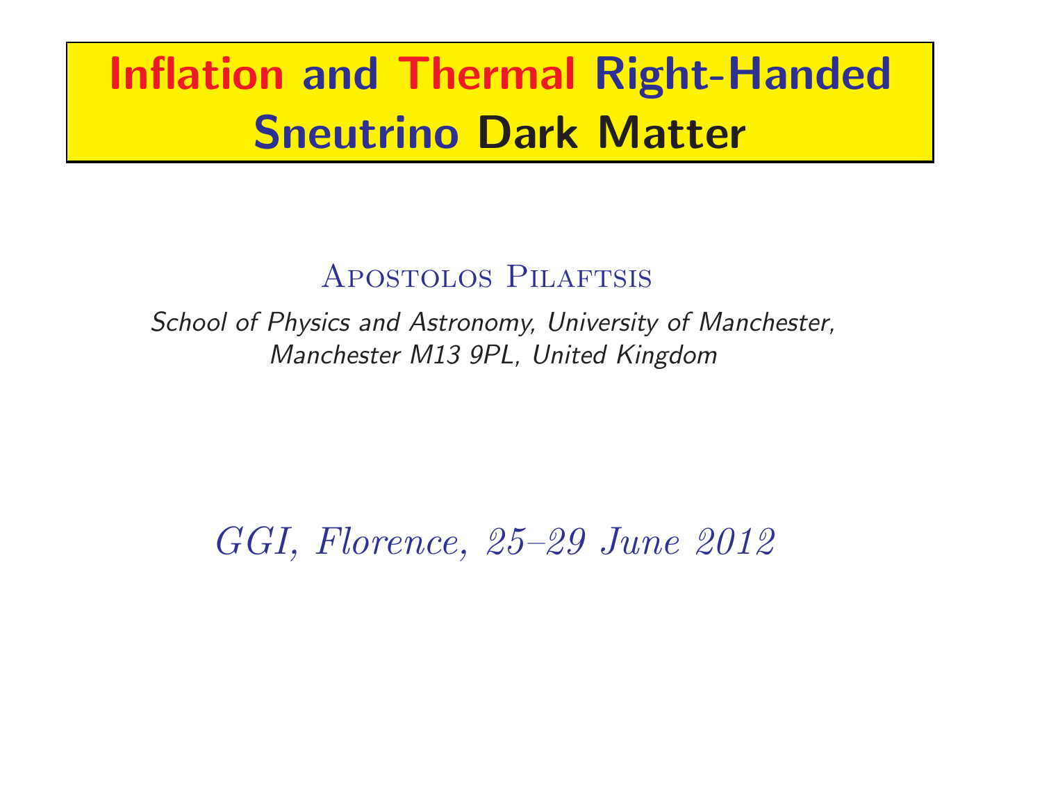# Inflation and Thermal Right-Handed Sneutrino Dark Matter

Apostolos Pilaftsis

*School of Physics and Astronomy, University of Manchester,*
*Manchester M13 9PL, United Kingdom*

*GGI, Florence, 25–29 June 2012*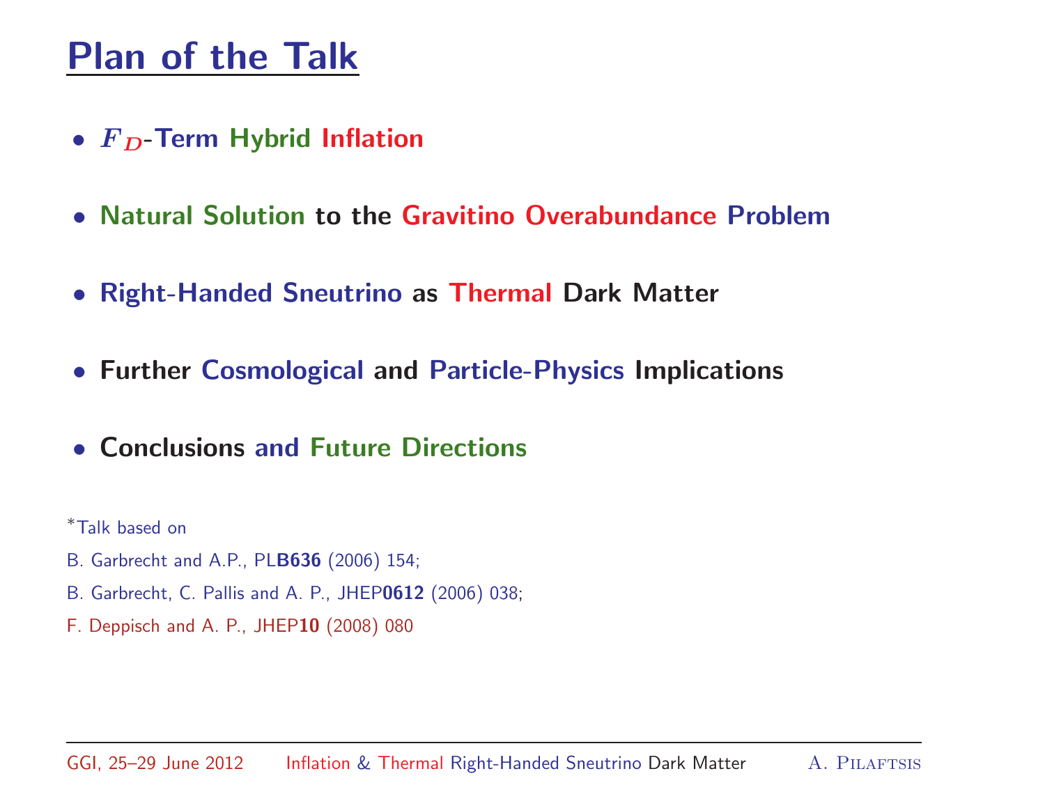# Plan of the Talk

- $F_D$-Term Hybrid Inflation
- Natural Solution to the Gravitino Overabundance Problem
- Right-Handed Sneutrino as Thermal Dark Matter
- Further Cosmological and Particle-Physics Implications
- Conclusions and Future Directions

*Talk based on

B. Garbrecht and A.P., PL**B636** (2006) 154;

B. Garbrecht, C. Pallis and A. P., JHEP**0612** (2006) 038;

F. Deppisch and A. P., JHEP**10** (2008) 080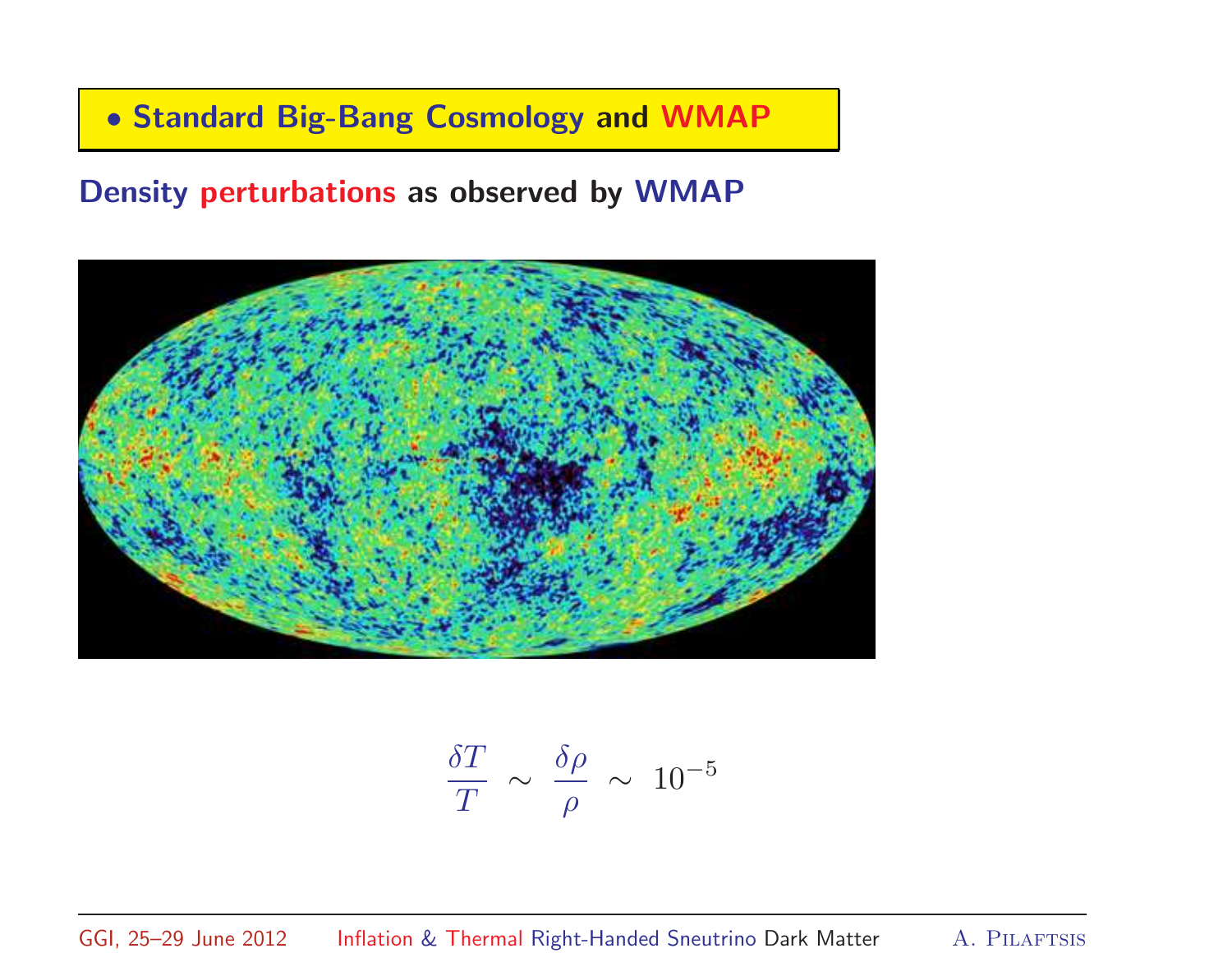## • Standard Big-Bang Cosmology and WMAP

**Density perturbations as observed by WMAP**

$$\frac{\delta T}{T} \sim \frac{\delta \rho}{\rho} \sim 10^{-5}$$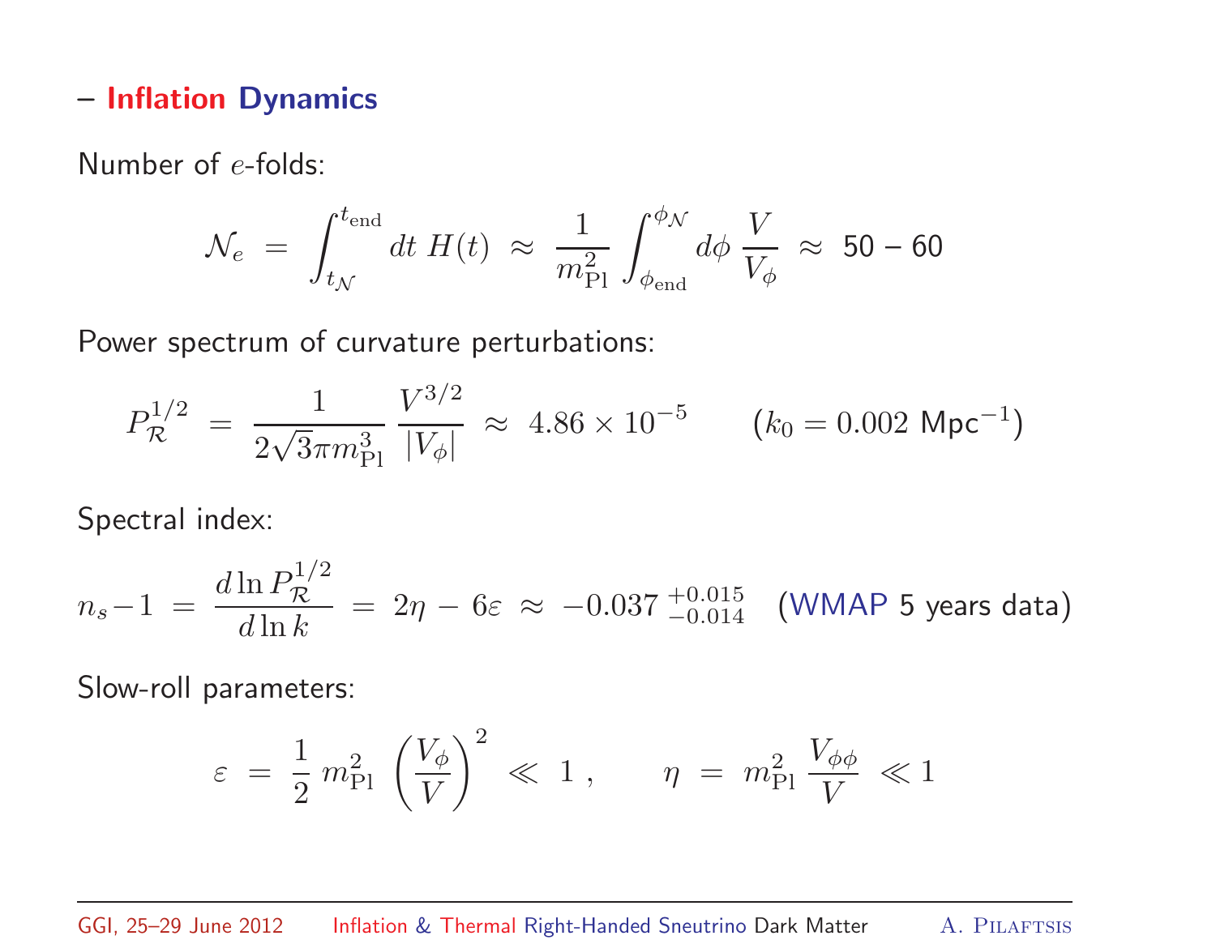## – Inflation Dynamics

Number of $e$-folds:

$$\mathcal{N}_e \ = \ \int_{t_\mathcal{N}}^{t_{\rm end}} dt \ H(t) \ \approx \ \frac{1}{m_{\rm Pl}^2} \int_{\phi_{\rm end}}^{\phi_\mathcal{N}} d\phi \ \frac{V}{V_\phi} \ \approx \ 50 - 60$$

Power spectrum of curvature perturbations:

$$P_\mathcal{R}^{1/2} \ = \ \frac{1}{2\sqrt{3}\pi m_{\rm Pl}^3} \frac{V^{3/2}}{|V_\phi|} \ \approx \ 4.86 \times 10^{-5} \qquad (k_0 = 0.002 \ \text{Mpc}^{-1})$$

Spectral index:

$$n_s - 1 \ = \ \frac{d \ln P_\mathcal{R}^{1/2}}{d \ln k} \ = \ 2\eta - 6\varepsilon \ \approx \ -0.037 \, {}^{+0.015}_{-0.014} \quad \text{(WMAP 5 years data)}$$

Slow-roll parameters:

$$\varepsilon \ = \ \frac{1}{2} \, m_{\rm Pl}^2 \, \left( \frac{V_\phi}{V} \right)^2 \ \ll \ 1 \, , \qquad \eta \ = \ m_{\rm Pl}^2 \, \frac{V_{\phi\phi}}{V} \ \ll 1$$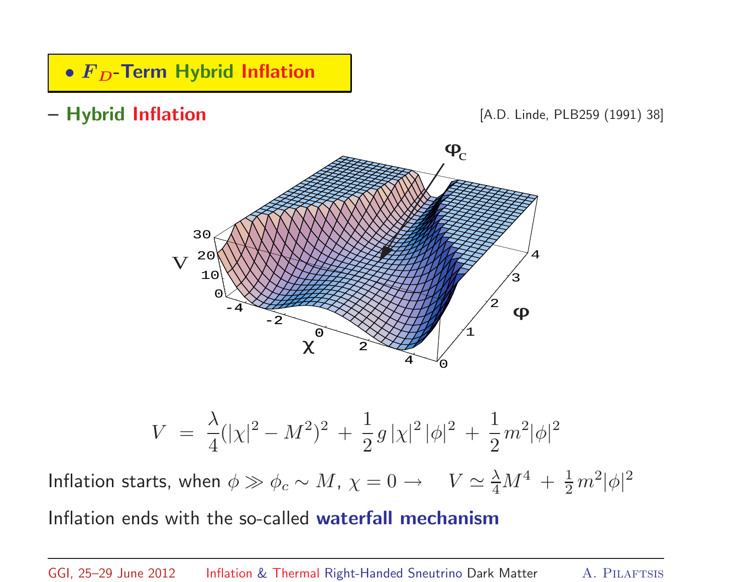## • $F_D$-Term Hybrid Inflation

**– Hybrid Inflation** [A.D. Linde, PLB259 (1991) 38]

$$V \;=\; \frac{\lambda}{4}(|\chi|^2 - M^2)^2 \,+\, \frac{1}{2}\,g\,|\chi|^2\,|\phi|^2 \,+\, \frac{1}{2}\,m^2|\phi|^2$$

Inflation starts, when $\phi \gg \phi_c \sim M$, $\chi = 0 \rightarrow \quad V \simeq \frac{\lambda}{4}M^4 \,+\, \frac{1}{2}\,m^2|\phi|^2$

Inflation ends with the so-called **waterfall mechanism**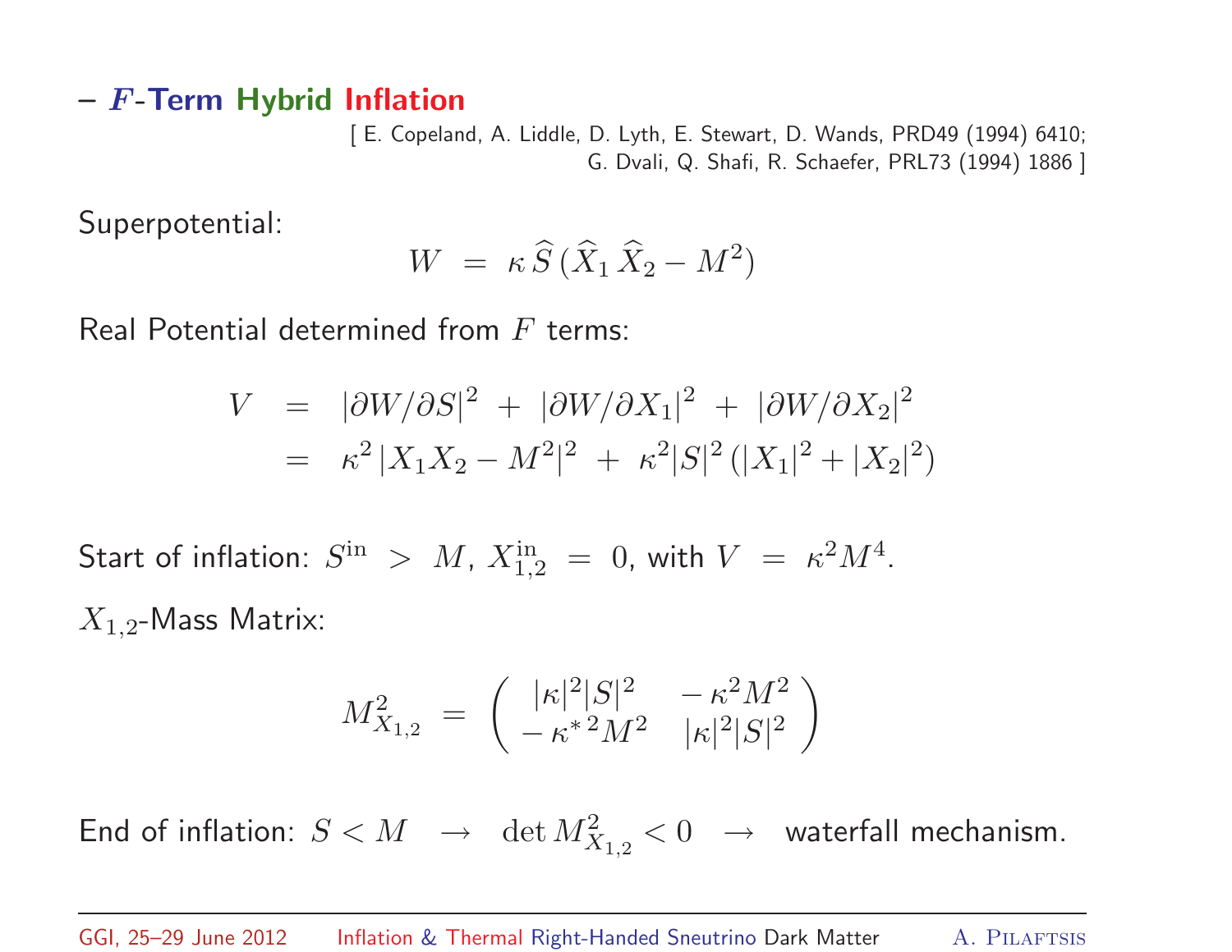## – $F$-Term Hybrid Inflation

[ E. Copeland, A. Liddle, D. Lyth, E. Stewart, D. Wands, PRD49 (1994) 6410;
G. Dvali, Q. Shafi, R. Schaefer, PRL73 (1994) 1886 ]

Superpotential:

$$W \;=\; \kappa\, \widehat{S}\, (\widehat{X}_1\, \widehat{X}_2 - M^2)$$

Real Potential determined from $F$ terms:

$$\begin{aligned} V &= |\partial W/\partial S|^2 \,+\, |\partial W/\partial X_1|^2 \,+\, |\partial W/\partial X_2|^2 \\ &= \kappa^2\, |X_1 X_2 - M^2|^2 \,+\, \kappa^2 |S|^2\, (|X_1|^2 + |X_2|^2) \end{aligned}$$

Start of inflation: $S^{\rm in} \,>\, M$, $X^{\rm in}_{1,2} \,=\, 0$, with $V \,=\, \kappa^2 M^4$.

$X_{1,2}$-Mass Matrix:

$$M^2_{X_{1,2}} \;=\; \begin{pmatrix} |\kappa|^2 |S|^2 & -\,\kappa^2 M^2 \\ -\,\kappa^{*\,2} M^2 & |\kappa|^2 |S|^2 \end{pmatrix}$$

End of inflation: $S < M \quad \rightarrow \quad \det M^2_{X_{1,2}} < 0 \quad \rightarrow$ waterfall mechanism.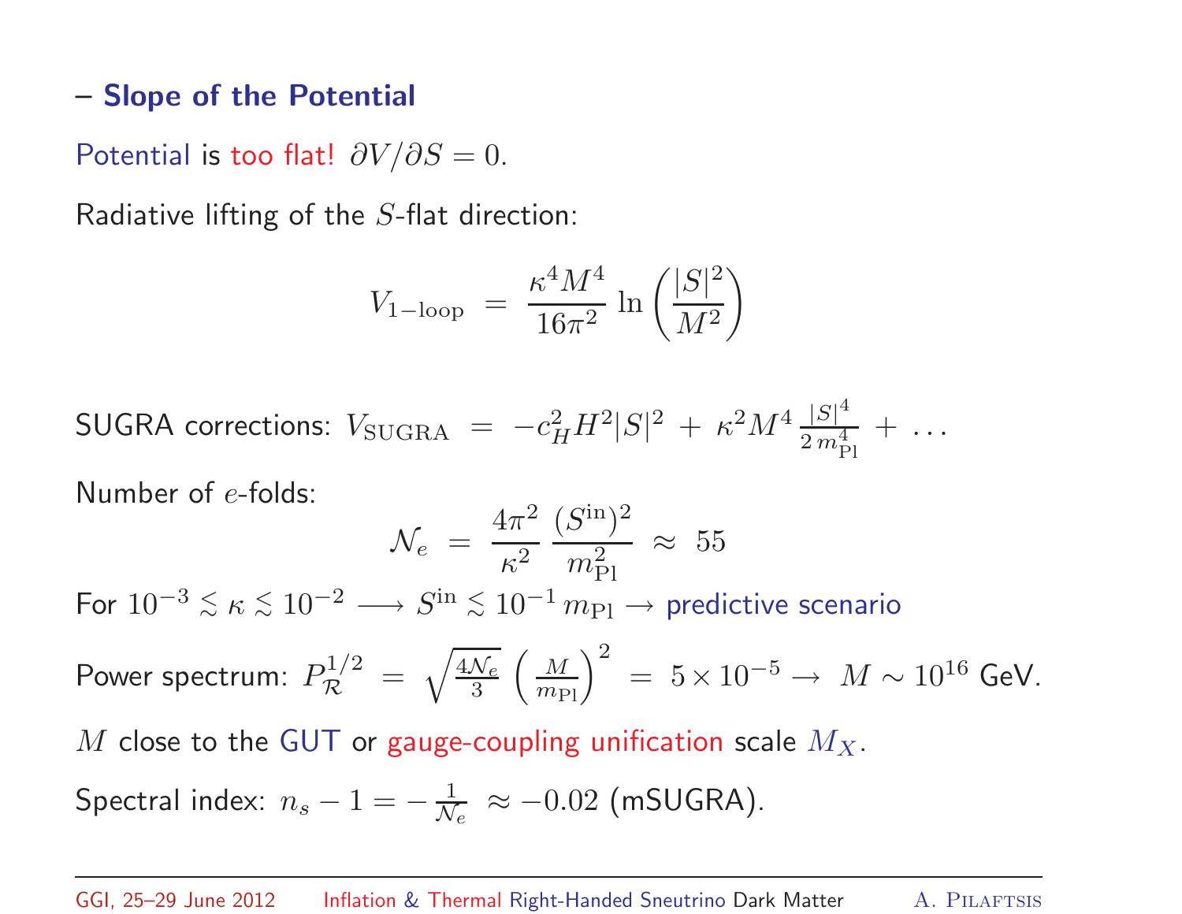## – Slope of the Potential

Potential is too flat! $\partial V/\partial S = 0$.

Radiative lifting of the $S$-flat direction:

$$V_{1-\text{loop}} \;=\; \frac{\kappa^4 M^4}{16\pi^2}\,\ln\left(\frac{|S|^2}{M^2}\right)$$

SUGRA corrections: $V_{\text{SUGRA}} \;=\; -c_H^2 H^2 |S|^2 \;+\; \kappa^2 M^4 \frac{|S|^4}{2\,m_{\text{Pl}}^4} \;+\; \ldots$

Number of $e$-folds:

$$\mathcal{N}_e \;=\; \frac{4\pi^2}{\kappa^2}\,\frac{(S^{\text{in}})^2}{m_{\text{Pl}}^2} \;\approx\; 55$$

For $10^{-3} \lesssim \kappa \lesssim 10^{-2} \longrightarrow S^{\text{in}} \lesssim 10^{-1}\, m_{\text{Pl}} \rightarrow$ predictive scenario

Power spectrum: $P_{\mathcal{R}}^{1/2} \;=\; \sqrt{\frac{4\mathcal{N}_e}{3}}\,\left(\frac{M}{m_{\text{Pl}}}\right)^2 \;=\; 5\times 10^{-5} \rightarrow\; M \sim 10^{16}$ GeV.

$M$ close to the GUT or gauge-coupling unification scale $M_X$.

Spectral index: $n_s - 1 = -\frac{1}{\mathcal{N}_e} \;\approx -0.02$ (mSUGRA).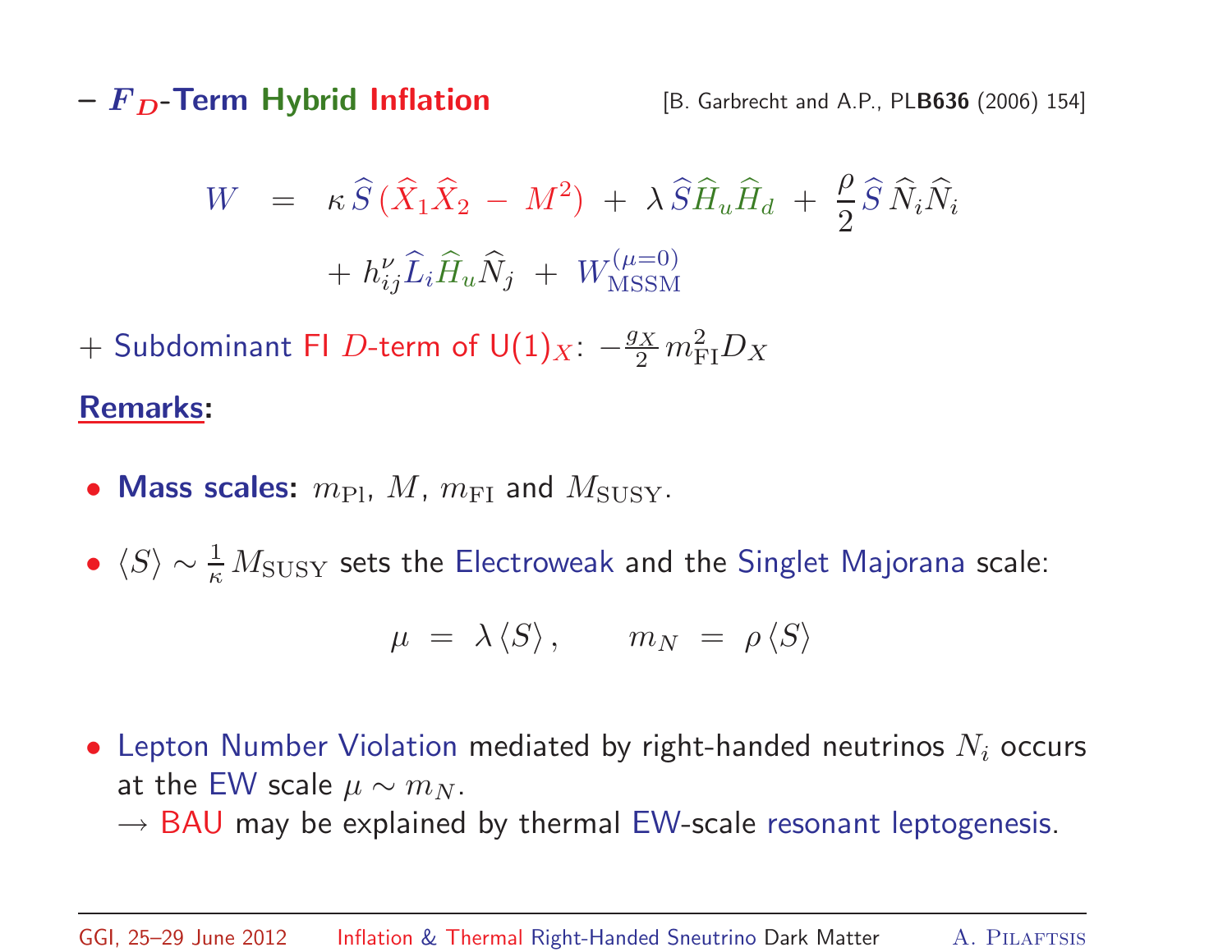## – $F_D$-Term Hybrid Inflation

[B. Garbrecht and A.P., PL**B636** (2006) 154]

$$W \;=\; \kappa\,\widehat{S}\,(\widehat{X}_1\widehat{X}_2 \,-\, M^2) \,+\, \lambda\,\widehat{S}\widehat{H}_u\widehat{H}_d \,+\, \frac{\rho}{2}\,\widehat{S}\,\widehat{N}_i\widehat{N}_i \,+\, h^{\nu}_{ij}\widehat{L}_i\widehat{H}_u\widehat{N}_j \,+\, W^{(\mu=0)}_{\rm MSSM}$$

+ Subdominant FI $D$-term of U(1)$_X$: $-\frac{g_X}{2}\,m^2_{\rm FI}D_X$

**Remarks:**

- **Mass scales:** $m_{\rm Pl}$, $M$, $m_{\rm FI}$ and $M_{\rm SUSY}$.
- $\langle S\rangle \sim \frac{1}{\kappa}\,M_{\rm SUSY}$ sets the Electroweak and the Singlet Majorana scale:

$$\mu \;=\; \lambda\,\langle S\rangle\,, \qquad m_N \;=\; \rho\,\langle S\rangle$$

- Lepton Number Violation mediated by right-handed neutrinos $N_i$ occurs at the EW scale $\mu \sim m_N$.
  → BAU may be explained by thermal EW-scale resonant leptogenesis.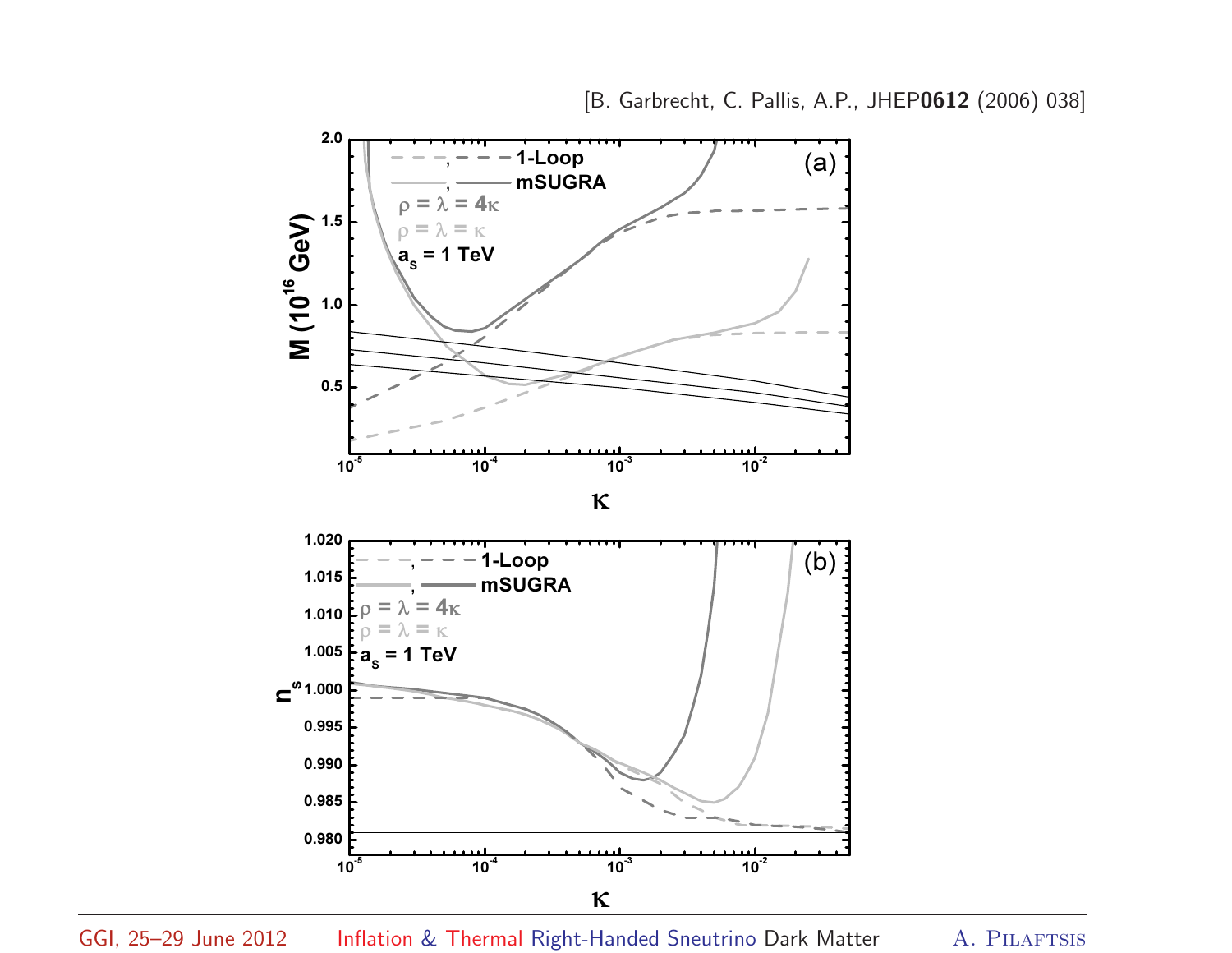[B. Garbrecht, C. Pallis, A.P., JHEP**0612** (2006) 038]

(a)

- 1-Loop (dashed)
- mSUGRA (solid)
- $\rho = \lambda = 4\kappa$
- $\rho = \lambda = \kappa$
- $a_s$ = 1 TeV

Vertical axis: $M$ ($10^{16}$ GeV); horizontal axis: $\kappa$

(b)

- 1-Loop (dashed)
- mSUGRA (solid)
- $\rho = \lambda = 4\kappa$
- $\rho = \lambda = \kappa$
- $a_s$ = 1 TeV

Vertical axis: $n_s$; horizontal axis: $\kappa$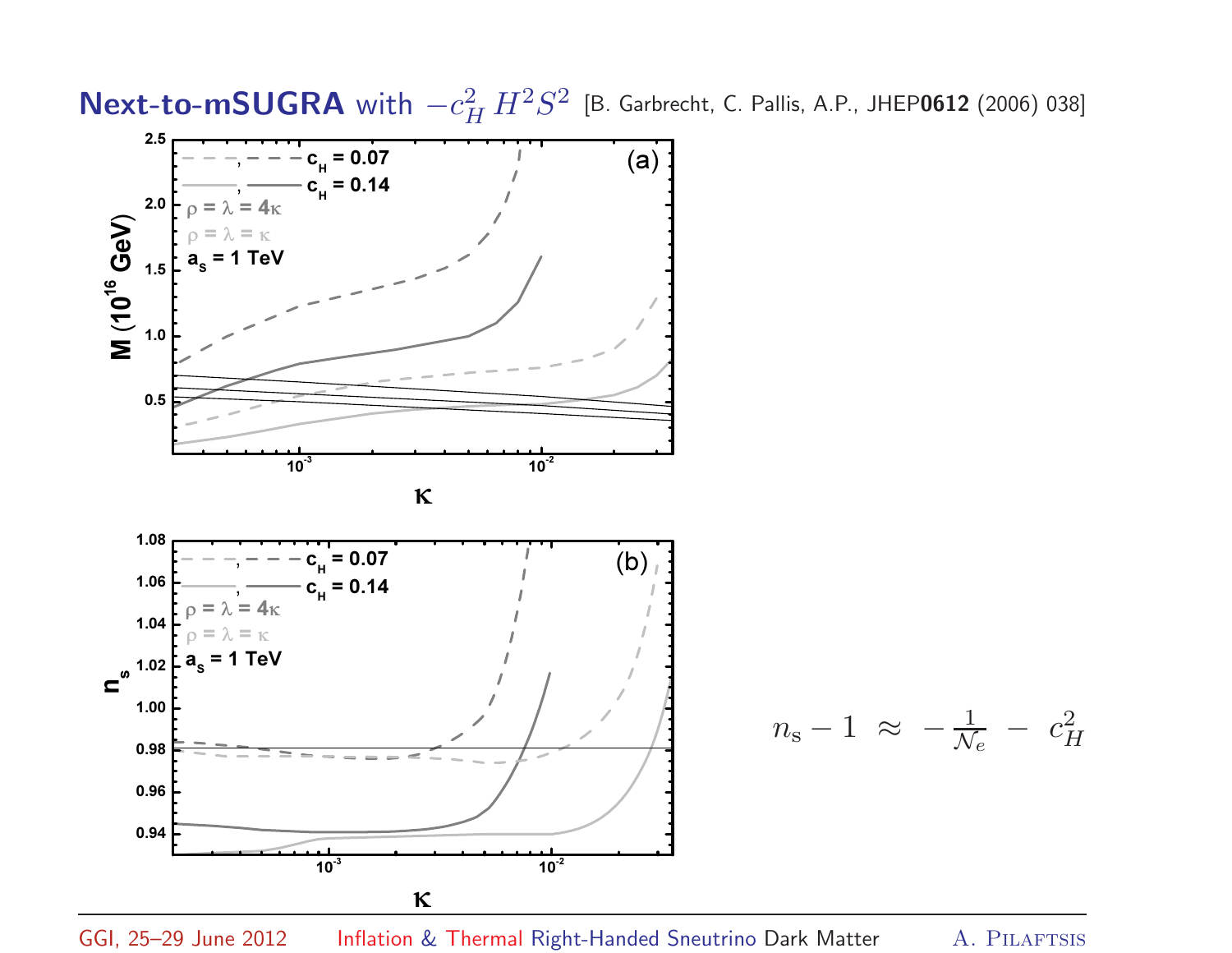## Next-to-mSUGRA with $-c_H^2\, H^2 S^2$ [B. Garbrecht, C. Pallis, A.P., JHEP**0612** (2006) 038]

$$n_{\rm s} - 1 \;\approx\; -\frac{1}{\mathcal{N}_e} \;-\; c_H^2$$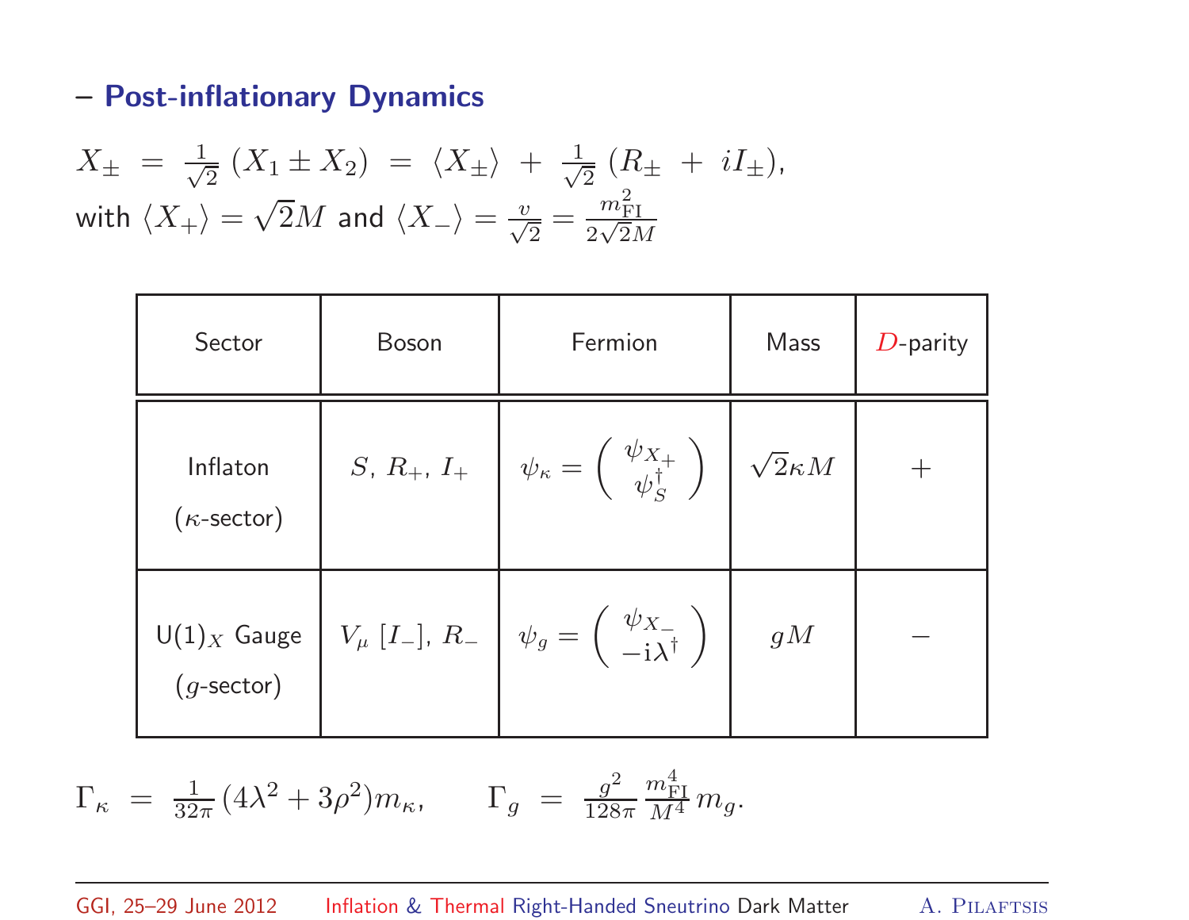## – Post-inflationary Dynamics

$$X_\pm \;=\; \frac{1}{\sqrt{2}}\,(X_1 \pm X_2) \;=\; \langle X_\pm \rangle \;+\; \frac{1}{\sqrt{2}}\,(R_\pm \;+\; iI_\pm),$$

with $\langle X_+ \rangle = \sqrt{2}M$ and $\langle X_- \rangle = \frac{v}{\sqrt{2}} = \frac{m_{\rm FI}^2}{2\sqrt{2}M}$

| Sector | Boson | Fermion | Mass | $D$-parity |
|---|---|---|---|---|
| Inflaton ($\kappa$-sector) | $S$, $R_+$, $I_+$ | $\psi_\kappa = \begin{pmatrix} \psi_{X_+} \\ \psi_S^\dagger \end{pmatrix}$ | $\sqrt{2}\kappa M$ | $+$ |
| U(1)$_X$ Gauge ($g$-sector) | $V_\mu$ $[I_-]$, $R_-$ | $\psi_g = \begin{pmatrix} \psi_{X_-} \\ -\mathrm{i}\lambda^\dagger \end{pmatrix}$ | $gM$ | $-$ |

$$\Gamma_\kappa \;=\; \frac{1}{32\pi}\,(4\lambda^2 + 3\rho^2)m_\kappa, \qquad \Gamma_g \;=\; \frac{g^2}{128\pi}\,\frac{m_{\rm FI}^4}{M^4}\,m_g.$$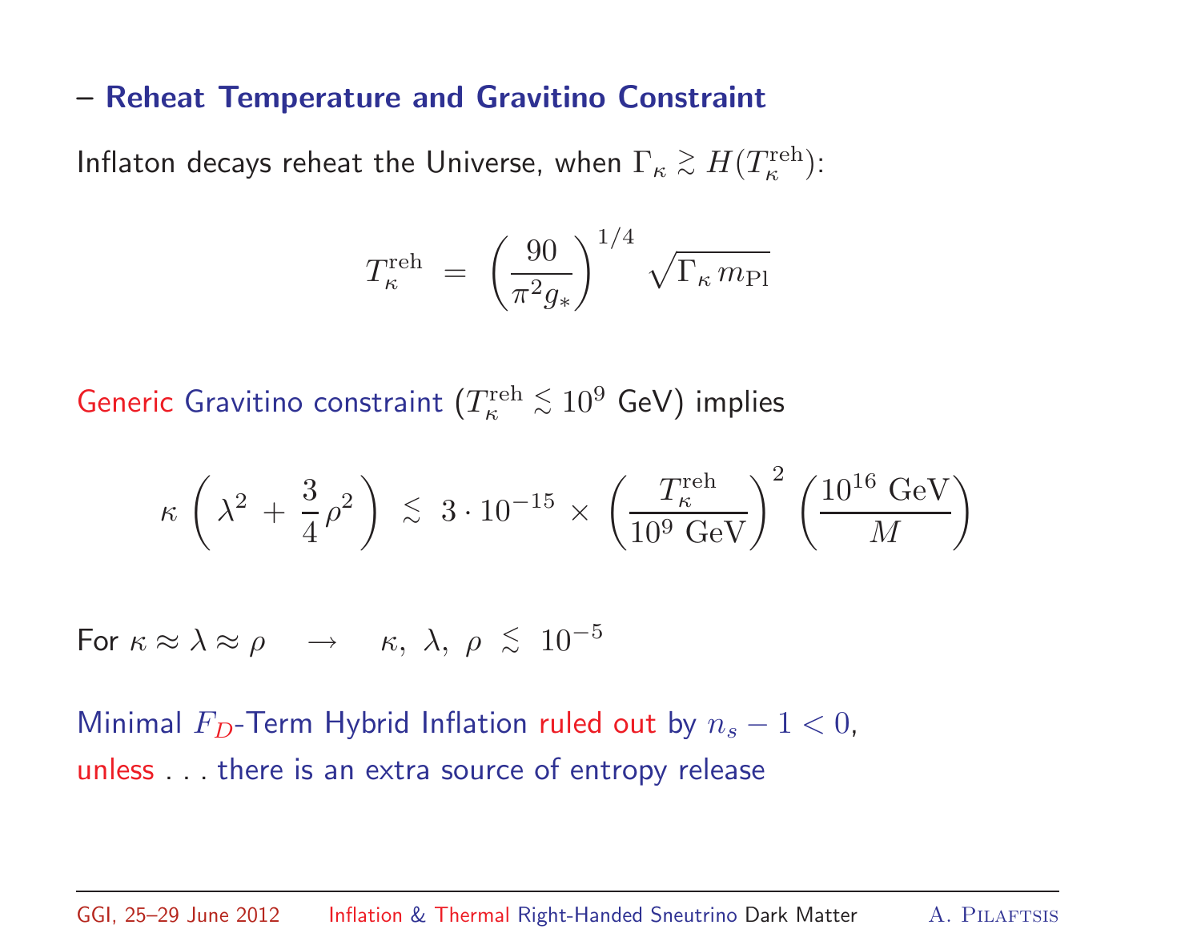## – Reheat Temperature and Gravitino Constraint

Inflaton decays reheat the Universe, when $\Gamma_\kappa \gtrsim H(T_\kappa^{\rm reh})$:

$$T_\kappa^{\rm reh} \;=\; \left(\frac{90}{\pi^2 g_*}\right)^{1/4} \sqrt{\Gamma_\kappa\, m_{\rm Pl}}$$

Generic Gravitino constraint ($T_\kappa^{\rm reh} \lesssim 10^9$ GeV) implies

$$\kappa \left( \lambda^2 \,+\, \frac{3}{4}\rho^2 \right) \;\lesssim\; 3 \cdot 10^{-15} \,\times\, \left(\frac{T_\kappa^{\rm reh}}{10^9 \ {\rm GeV}}\right)^2 \left(\frac{10^{16} \ {\rm GeV}}{M}\right)$$

For $\kappa \approx \lambda \approx \rho \quad \rightarrow \quad \kappa,\ \lambda,\ \rho \ \lesssim\ 10^{-5}$

Minimal $F_D$-Term Hybrid Inflation ruled out by $n_s - 1 < 0$,
unless . . . there is an extra source of entropy release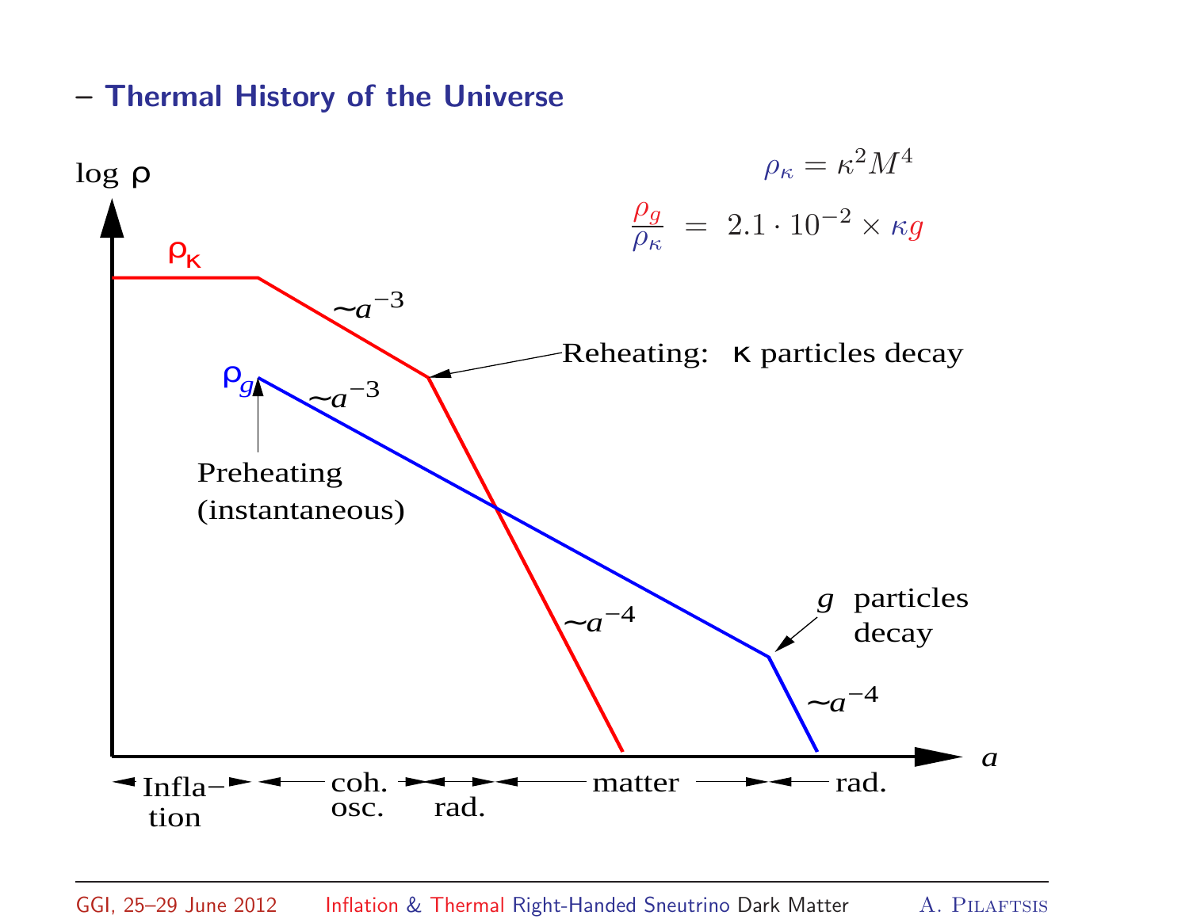## – Thermal History of the Universe

$$\rho_\kappa = \kappa^2 M^4$$

$$\frac{\rho_g}{\rho_\kappa} \;=\; 2.1 \cdot 10^{-2} \times \kappa g$$

log ρ

$\rho_\kappa$

$\sim a^{-3}$

Reheating: κ particles decay

$\rho_g$

$\sim a^{-3}$

Preheating (instantaneous)

$\sim a^{-4}$

$g$ particles decay

$\sim a^{-4}$

$a$

Infla–tion | coh. osc. | rad. | matter | rad.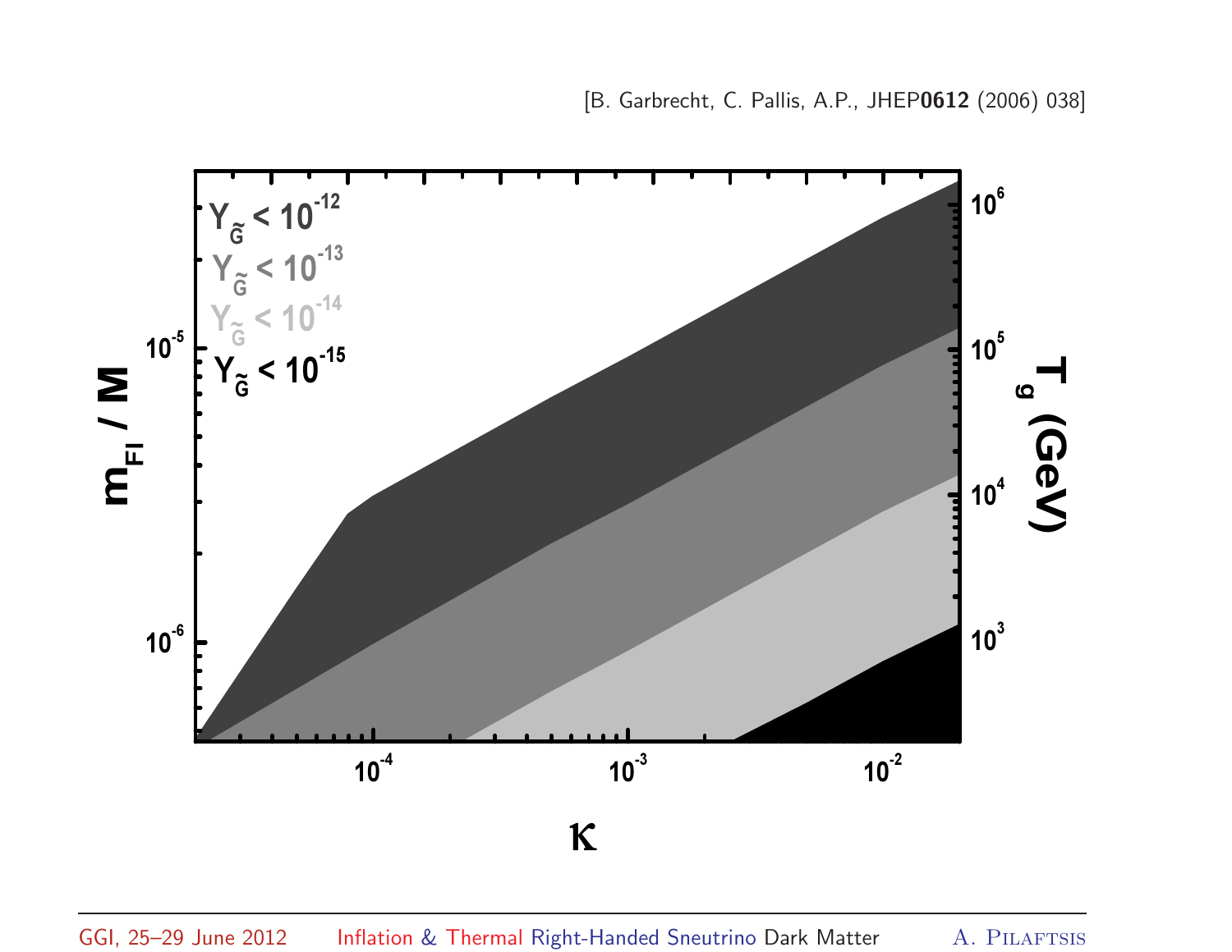[B. Garbrecht, C. Pallis, A.P., JHEP**0612** (2006) 038]

$Y_{\tilde{G}} < 10^{-12}$

$Y_{\tilde{G}} < 10^{-13}$

$Y_{\tilde{G}} < 10^{-14}$

$Y_{\tilde{G}} < 10^{-15}$

$m_{FI} / M$

$T_g$ (GeV)

$\kappa$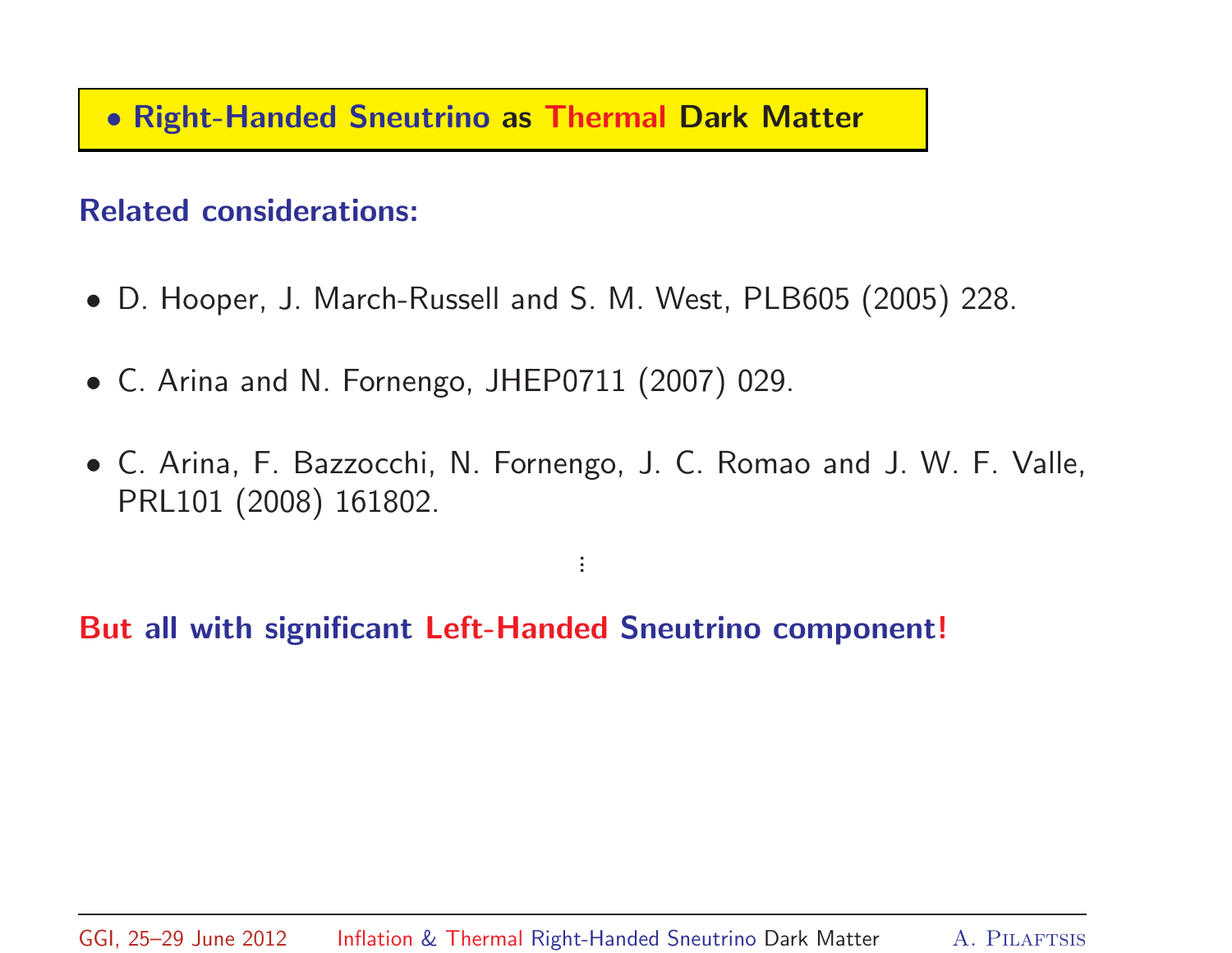## • Right-Handed Sneutrino as Thermal Dark Matter

**Related considerations:**

- D. Hooper, J. March-Russell and S. M. West, PLB605 (2005) 228.
- C. Arina and N. Fornengo, JHEP0711 (2007) 029.
- C. Arina, F. Bazzocchi, N. Fornengo, J. C. Romao and J. W. F. Valle, PRL101 (2008) 161802.

⋮

**But all with significant Left-Handed Sneutrino component!**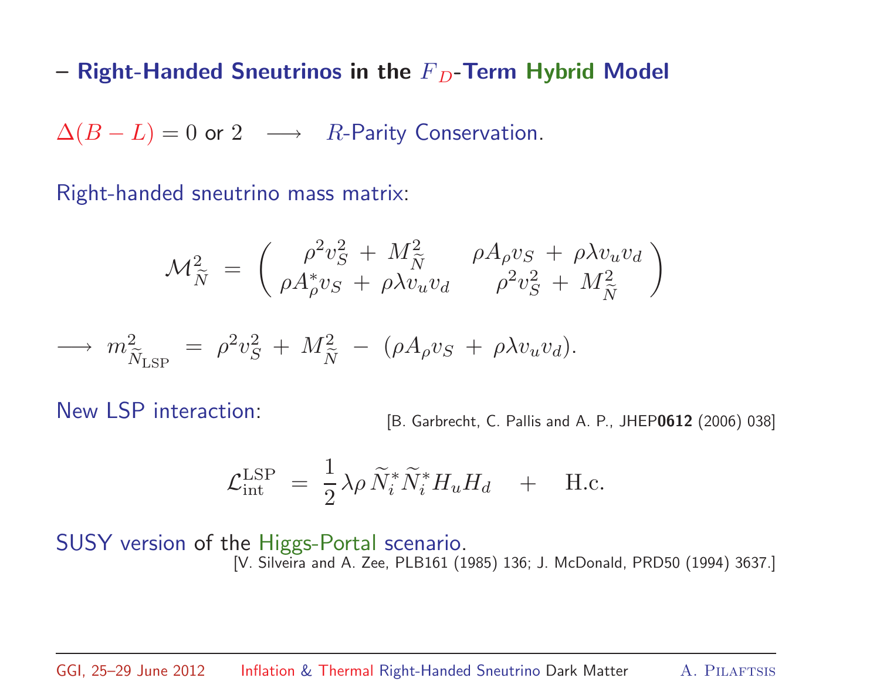## – Right-Handed Sneutrinos in the $F_D$-Term Hybrid Model

$\Delta(B-L) = 0$ or $2 \quad \longrightarrow \quad R$-Parity Conservation.

Right-handed sneutrino mass matrix:

$$
\mathcal{M}^2_{\widetilde{N}} \;=\; \begin{pmatrix} \rho^2 v_S^2 \,+\, M^2_{\widetilde{N}} & \rho A_\rho v_S \,+\, \rho\lambda v_u v_d \\ \rho A^*_\rho v_S \,+\, \rho\lambda v_u v_d & \rho^2 v_S^2 \,+\, M^2_{\widetilde{N}} \end{pmatrix}
$$

$$
\longrightarrow\; m^2_{\widetilde{N}_{\rm LSP}} \;=\; \rho^2 v_S^2 \,+\, M^2_{\widetilde{N}} \,-\, (\rho A_\rho v_S \,+\, \rho\lambda v_u v_d).
$$

New LSP interaction: [B. Garbrecht, C. Pallis and A. P., JHEP**0612** (2006) 038]

$$
\mathcal{L}^{\rm LSP}_{\rm int} \;=\; \frac{1}{2}\,\lambda\rho\,\widetilde{N}^*_i\widetilde{N}^*_i H_u H_d \quad + \quad {\rm H.c.}
$$

SUSY version of the Higgs-Portal scenario.
[V. Silveira and A. Zee, PLB161 (1985) 136; J. McDonald, PRD50 (1994) 3637.]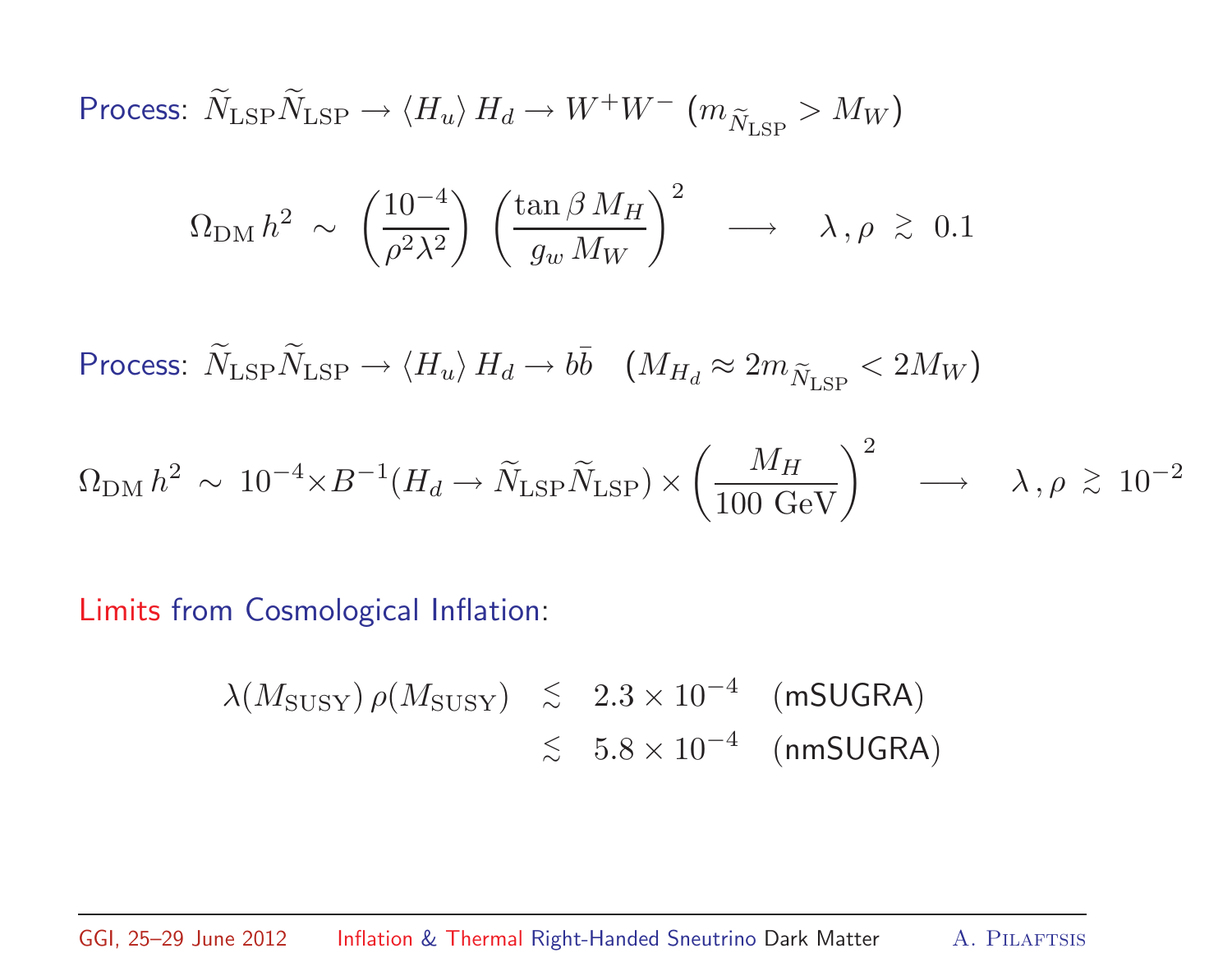Process: $\widetilde{N}_{\rm LSP}\widetilde{N}_{\rm LSP} \to \langle H_u \rangle\, H_d \to W^+W^-$ $(m_{\widetilde{N}_{\rm LSP}} > M_W)$

$$\Omega_{\rm DM}\, h^2 \;\sim\; \left(\frac{10^{-4}}{\rho^2\lambda^2}\right) \left(\frac{\tan\beta\, M_H}{g_w\, M_W}\right)^2 \quad \longrightarrow \quad \lambda\,,\rho \;\gtrsim\; 0.1$$

Process: $\widetilde{N}_{\rm LSP}\widetilde{N}_{\rm LSP} \to \langle H_u \rangle\, H_d \to b\bar{b}$ $\quad (M_{H_d} \approx 2m_{\widetilde{N}_{\rm LSP}} < 2M_W)$

$$\Omega_{\rm DM}\, h^2 \;\sim\; 10^{-4}\times B^{-1}(H_d \to \widetilde{N}_{\rm LSP}\widetilde{N}_{\rm LSP}) \times \left(\frac{M_H}{100\ \text{GeV}}\right)^2 \quad \longrightarrow \quad \lambda\,,\rho \;\gtrsim\; 10^{-2}$$

Limits from Cosmological Inflation:

$$\begin{aligned} \lambda(M_{\rm SUSY})\,\rho(M_{\rm SUSY}) \quad &\lesssim \quad 2.3\times 10^{-4} \quad \text{(mSUGRA)} \\ &\lesssim \quad 5.8\times 10^{-4} \quad \text{(nmSUGRA)} \end{aligned}$$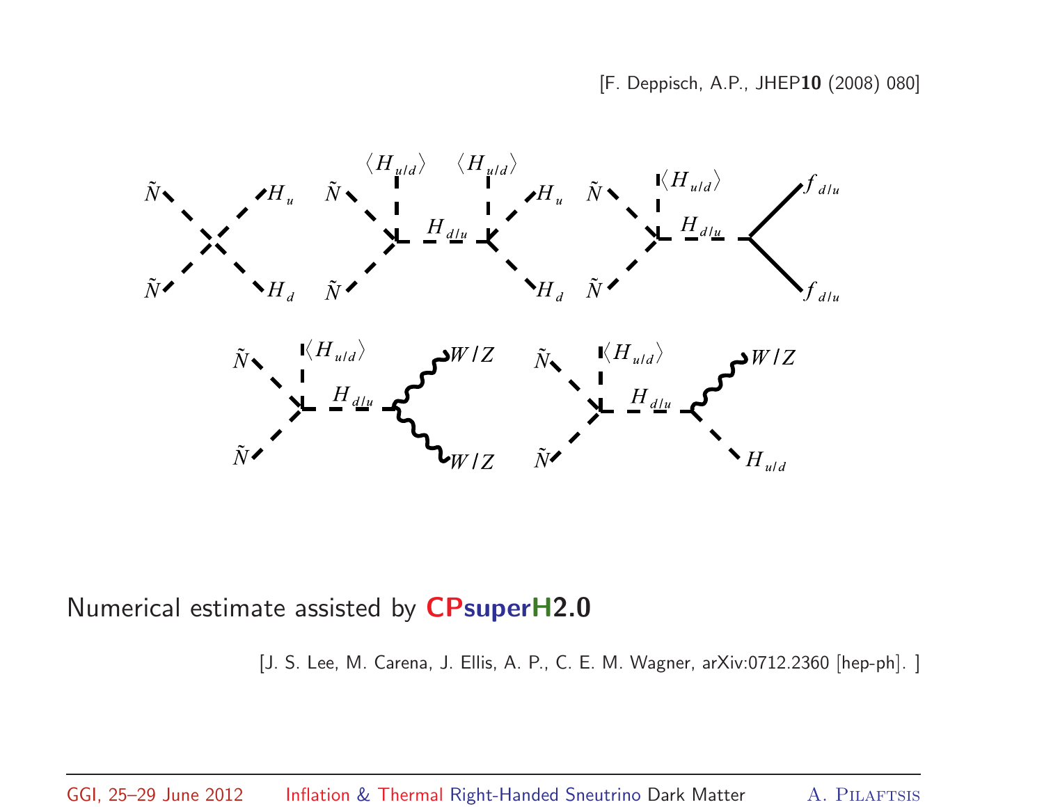[F. Deppisch, A.P., JHEP**10** (2008) 080]

Numerical estimate assisted by **CPsuperH2.0**

[J. S. Lee, M. Carena, J. Ellis, A. P., C. E. M. Wagner, arXiv:0712.2360 [hep-ph]. ]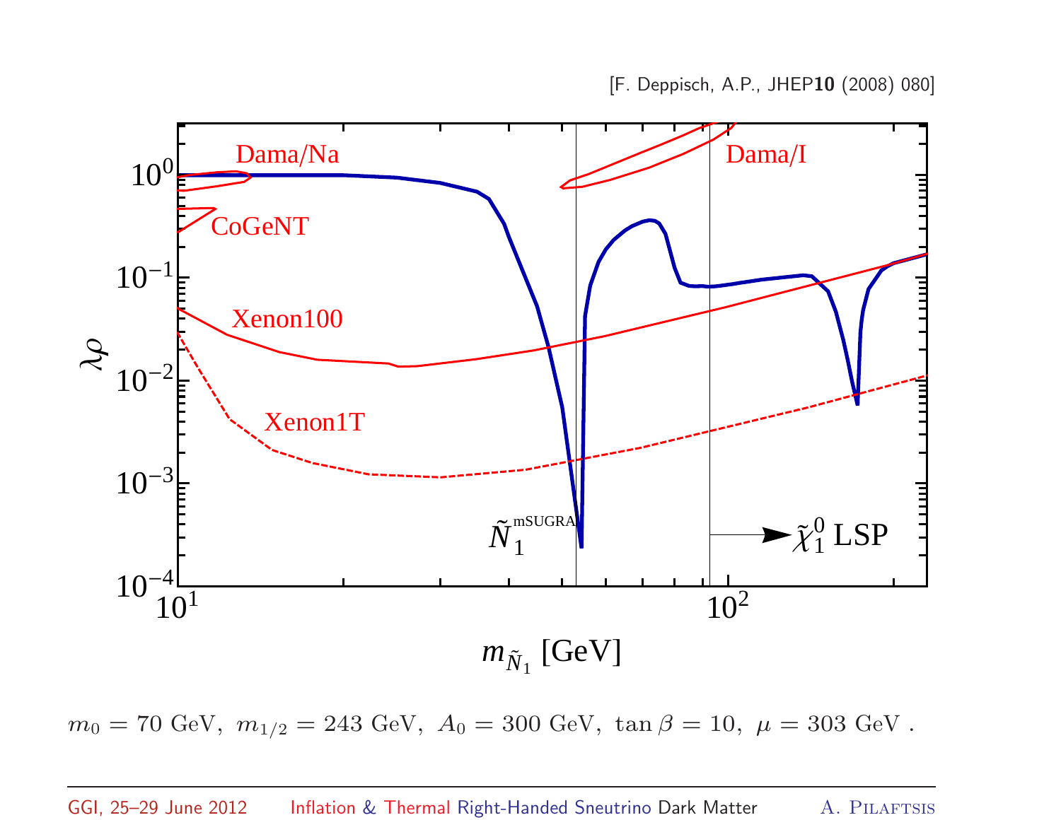[F. Deppisch, A.P., JHEP**10** (2008) 080]

$$m_0 = 70 \text{ GeV}, \ m_{1/2} = 243 \text{ GeV}, \ A_0 = 300 \text{ GeV}, \ \tan\beta = 10, \ \mu = 303 \text{ GeV} .$$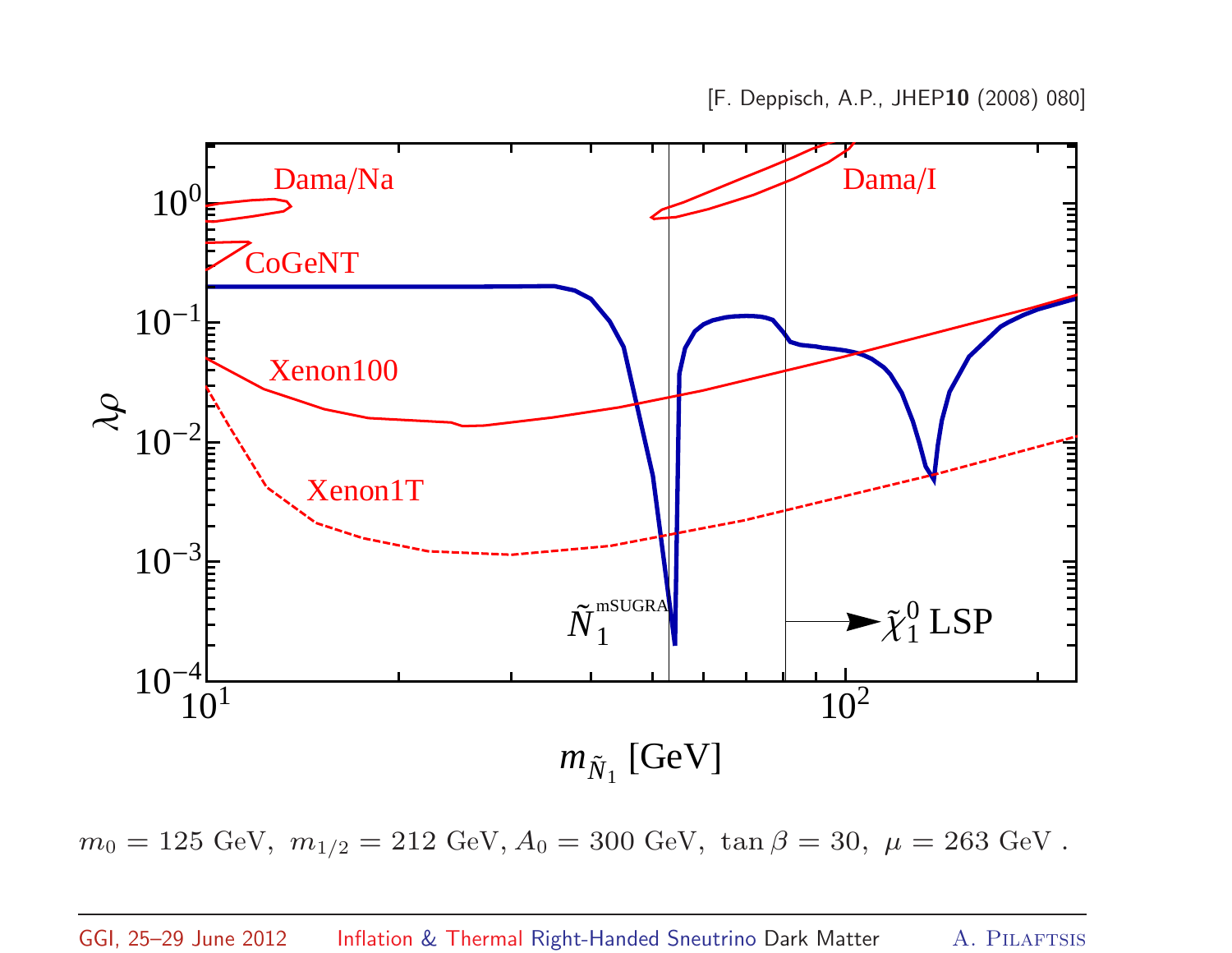[F. Deppisch, A.P., JHEP **10** (2008) 080]

$m_0 = 125$ GeV, $m_{1/2} = 212$ GeV, $A_0 = 300$ GeV, $\tan\beta = 30$, $\mu = 263$ GeV .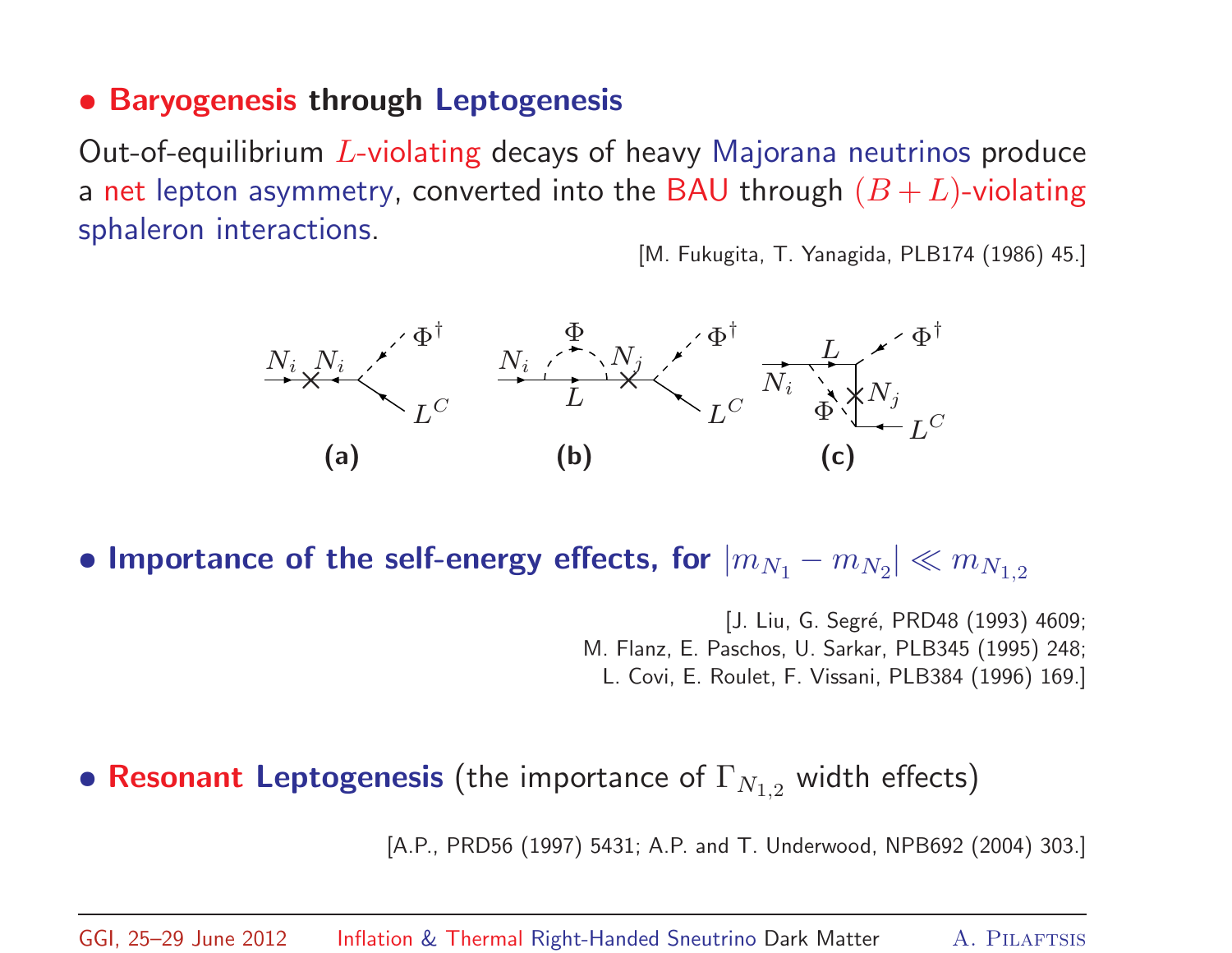- **Baryogenesis through Leptogenesis**

Out-of-equilibrium $L$-violating decays of heavy Majorana neutrinos produce a net lepton asymmetry, converted into the BAU through $(B+L)$-violating sphaleron interactions.

[M. Fukugita, T. Yanagida, PLB174 (1986) 45.]

$N_i$ $N_i$ $\Phi^\dagger$ $L^C$ $\Phi$ $N_j$ $L$ $N_i$

**(a)** **(b)** **(c)**

- **Importance of the self-energy effects, for $|m_{N_1} - m_{N_2}| \ll m_{N_{1,2}}$**

[J. Liu, G. Segré, PRD48 (1993) 4609;
M. Flanz, E. Paschos, U. Sarkar, PLB345 (1995) 248;
L. Covi, E. Roulet, F. Vissani, PLB384 (1996) 169.]

- **Resonant Leptogenesis** (the importance of $\Gamma_{N_{1,2}}$ width effects)

[A.P., PRD56 (1997) 5431; A.P. and T. Underwood, NPB692 (2004) 303.]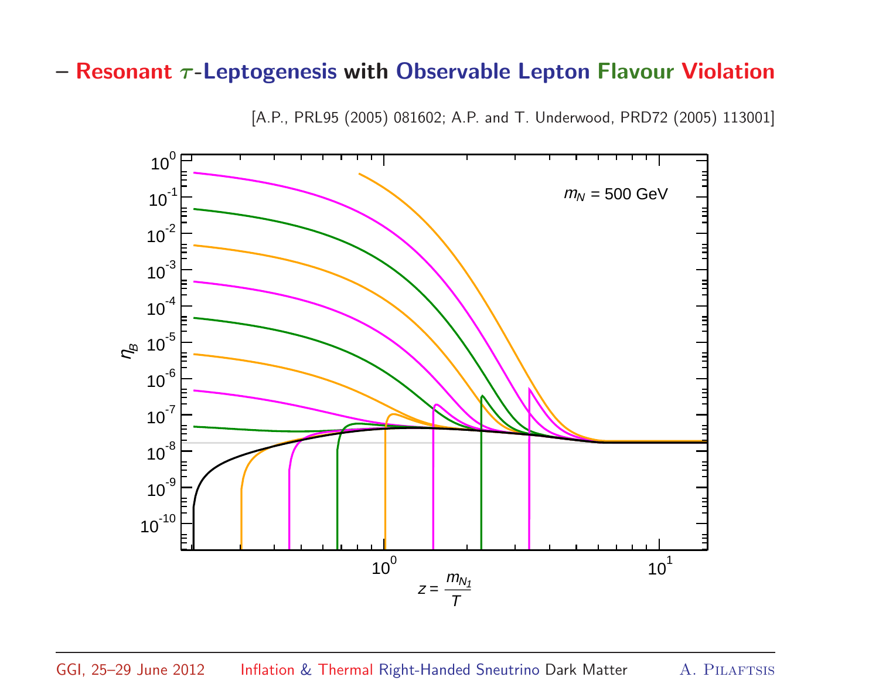## – Resonant $\tau$-Leptogenesis with Observable Lepton Flavour Violation

[A.P., PRL95 (2005) 081602; A.P. and T. Underwood, PRD72 (2005) 113001]

$m_N$ = 500 GeV

$\eta_B$

$z = \frac{m_{N_1}}{T}$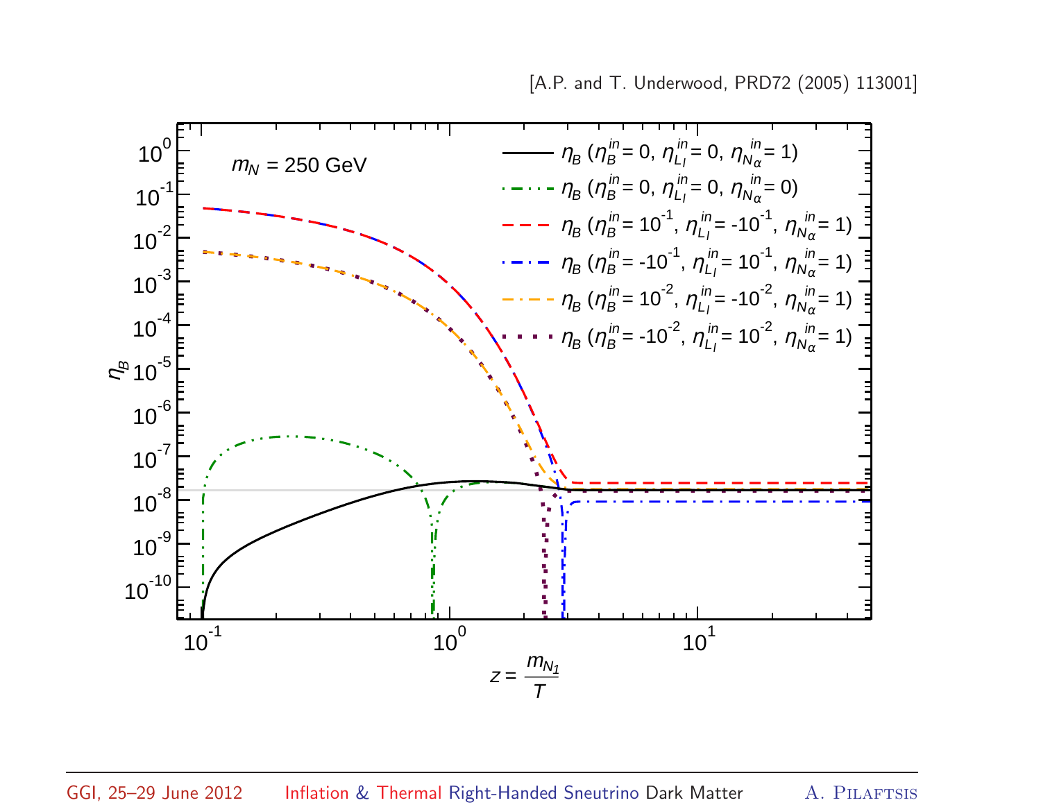[A.P. and T. Underwood, PRD72 (2005) 113001]

$m_N = 250$ GeV

- $\eta_B$ ($\eta_B^{in} = 0$, $\eta_{L_l}^{in} = 0$, $\eta_{N_\alpha}^{in} = 1$)
- $\eta_B$ ($\eta_B^{in} = 0$, $\eta_{L_l}^{in} = 0$, $\eta_{N_\alpha}^{in} = 0$)
- $\eta_B$ ($\eta_B^{in} = 10^{-1}$, $\eta_{L_l}^{in} = -10^{-1}$, $\eta_{N_\alpha}^{in} = 1$)
- $\eta_B$ ($\eta_B^{in} = -10^{-1}$, $\eta_{L_l}^{in} = 10^{-1}$, $\eta_{N_\alpha}^{in} = 1$)
- $\eta_B$ ($\eta_B^{in} = 10^{-2}$, $\eta_{L_l}^{in} = -10^{-2}$, $\eta_{N_\alpha}^{in} = 1$)
- $\eta_B$ ($\eta_B^{in} = -10^{-2}$, $\eta_{L_l}^{in} = 10^{-2}$, $\eta_{N_\alpha}^{in} = 1$)

Vertical axis: $\eta_B$ (from $10^{-10}$ to $10^{0}$)

Horizontal axis: $z = \frac{m_{N_1}}{T}$ (from $10^{-1}$ to $10^{1}$)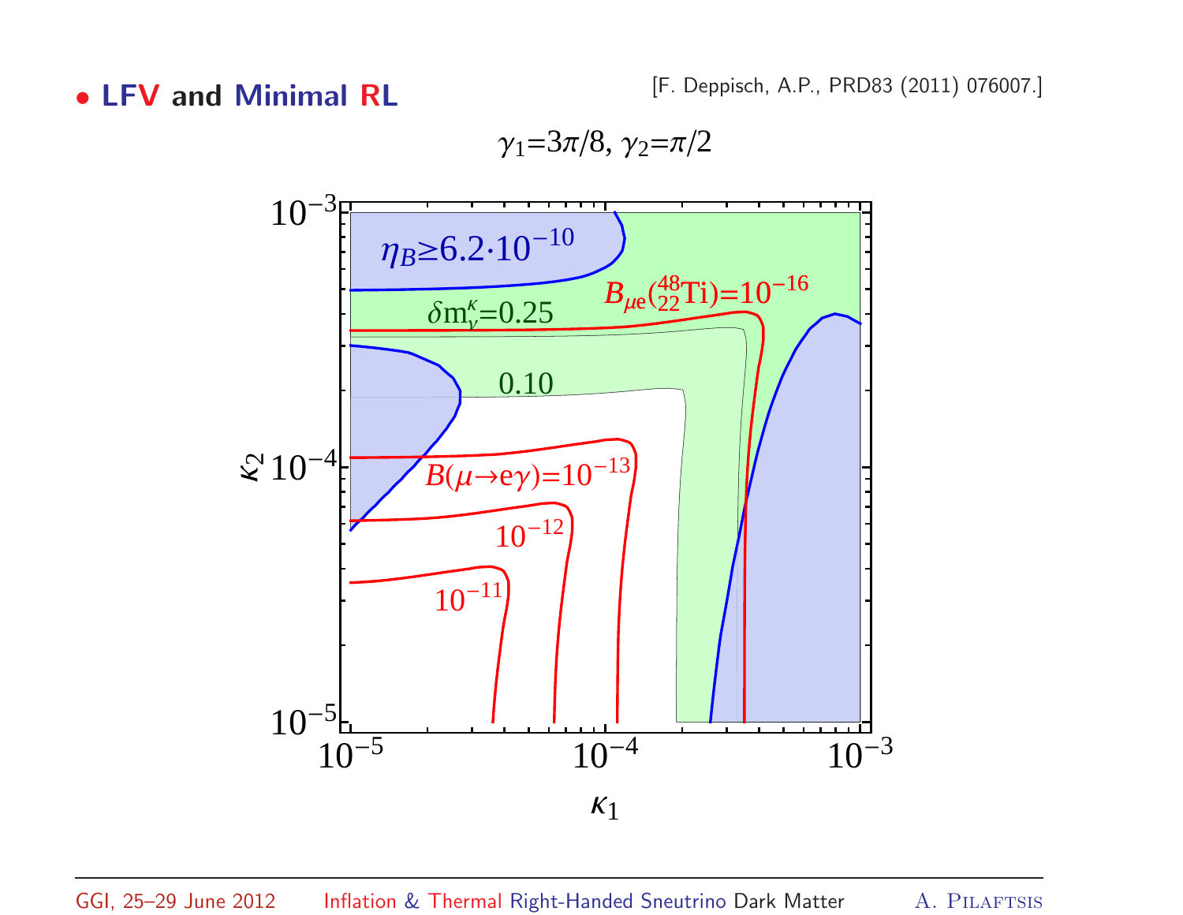- **LFV and Minimal RL**

[F. Deppisch, A.P., PRD83 (2011) 076007.]

$\gamma_1 = 3\pi/8$, $\gamma_2 = \pi/2$

$\eta_B \geq 6.2 \cdot 10^{-10}$

$B_{\mu e}({}^{48}_{22}\mathrm{Ti}) = 10^{-16}$

$\delta m_\nu^\kappa = 0.25$

$0.10$

$B(\mu \to e\gamma) = 10^{-13}$

$10^{-12}$

$10^{-11}$

$\kappa_2$

$\kappa_1$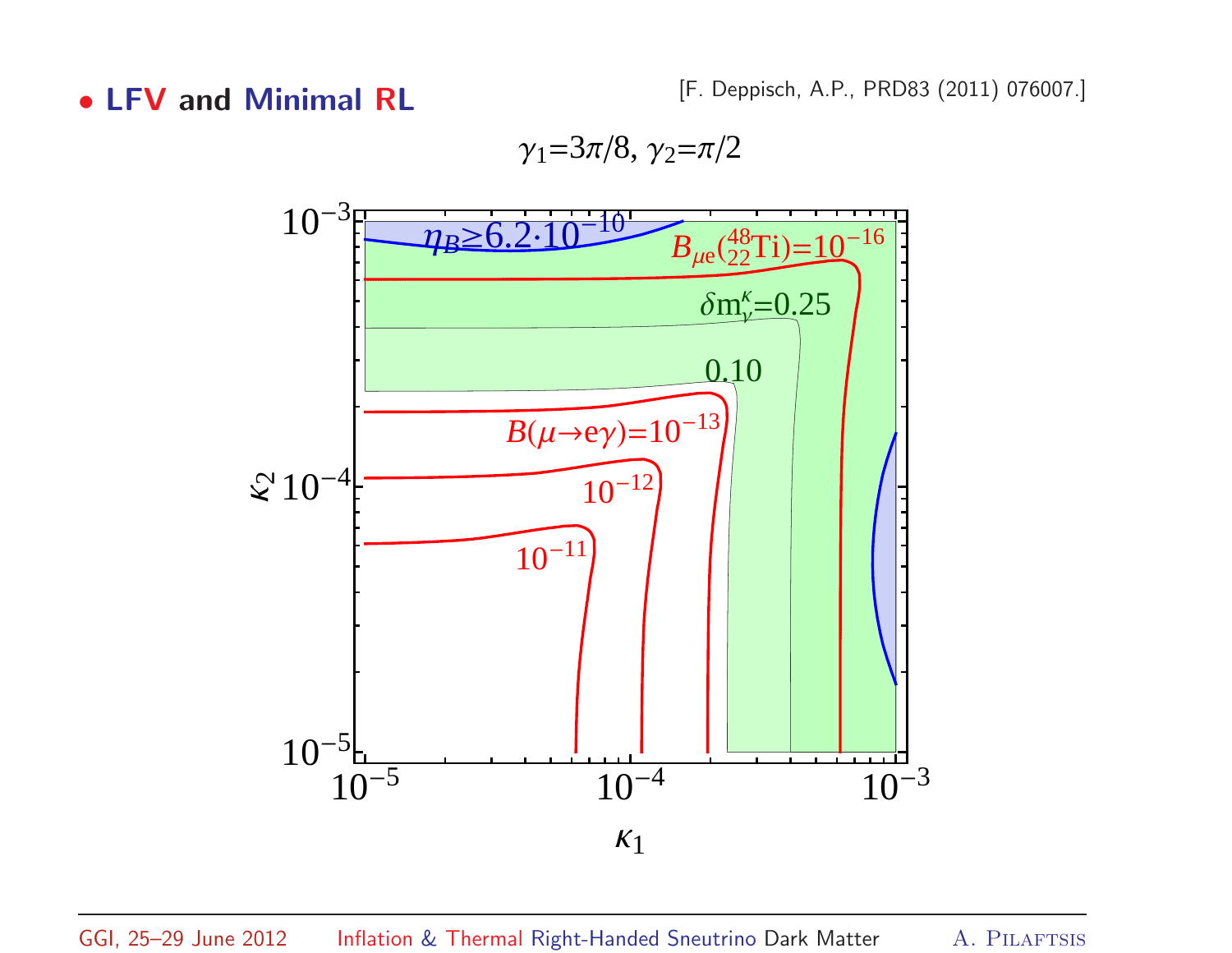- **LFV and Minimal RL**

[F. Deppisch, A.P., PRD83 (2011) 076007.]

$\gamma_1 = 3\pi/8$, $\gamma_2 = \pi/2$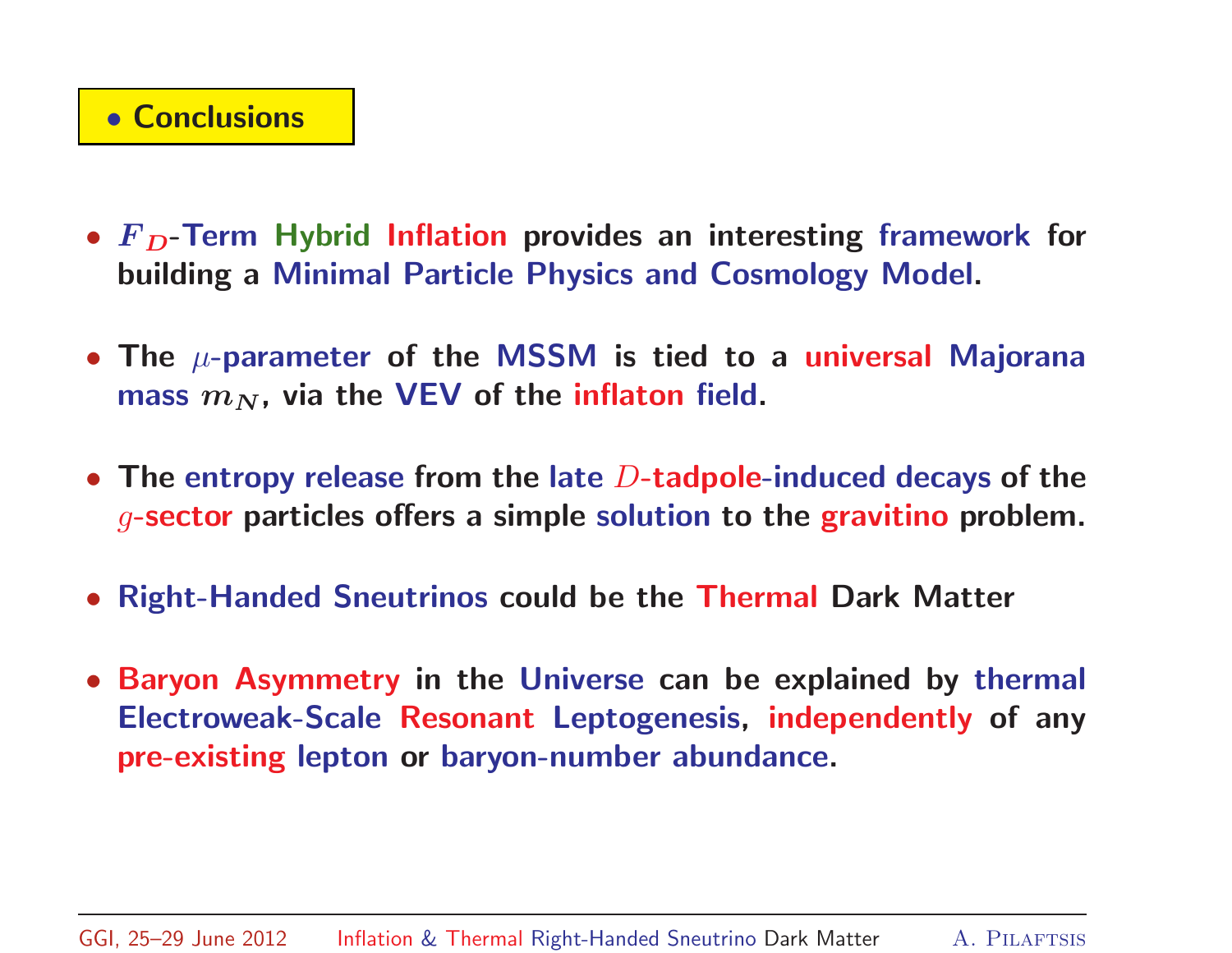## • Conclusions

- $F_D$-Term Hybrid Inflation provides an interesting framework for building a Minimal Particle Physics and Cosmology Model.

- The $\mu$-parameter of the MSSM is tied to a universal Majorana mass $m_N$, via the VEV of the inflaton field.

- The entropy release from the late $D$-tadpole-induced decays of the $g$-sector particles offers a simple solution to the gravitino problem.

- Right-Handed Sneutrinos could be the Thermal Dark Matter

- Baryon Asymmetry in the Universe can be explained by thermal Electroweak-Scale Resonant Leptogenesis, independently of any pre-existing lepton or baryon-number abundance.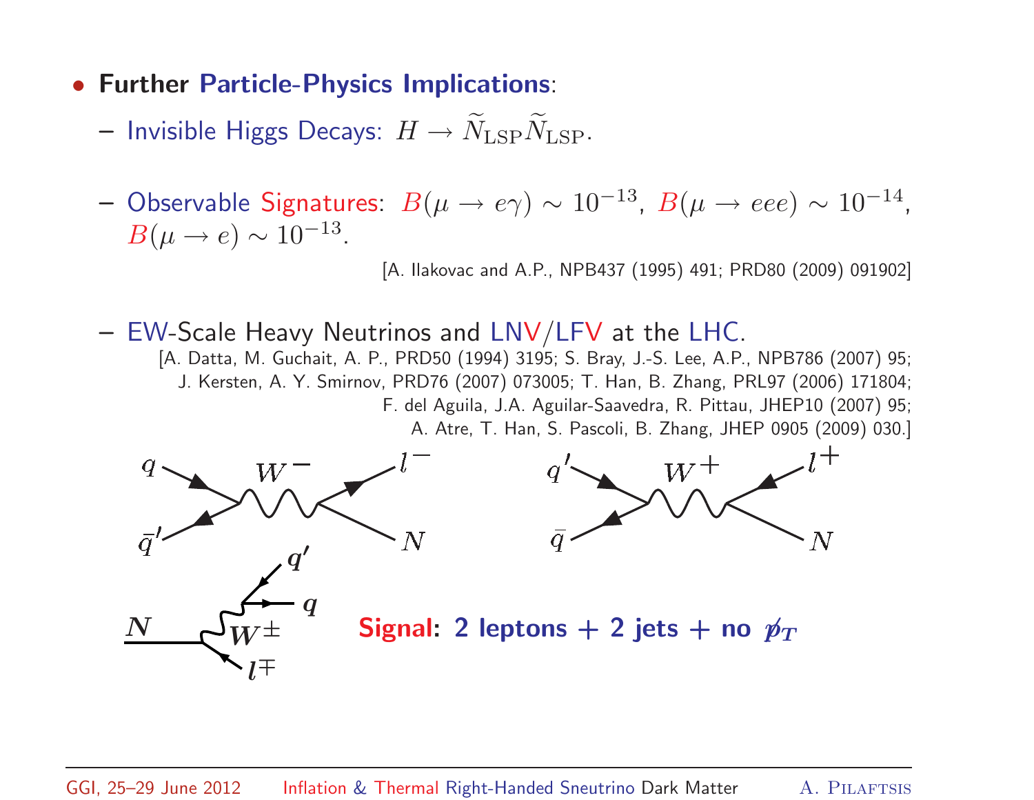- **Further Particle-Physics Implications**:
  - Invisible Higgs Decays: $H \to \widetilde{N}_{\rm LSP}\widetilde{N}_{\rm LSP}$.
  - Observable Signatures: $B(\mu \to e\gamma) \sim 10^{-13}$, $B(\mu \to eee) \sim 10^{-14}$, $B(\mu \to e) \sim 10^{-13}$.

    [A. Ilakovac and A.P., NPB437 (1995) 491; PRD80 (2009) 091902]

  - EW-Scale Heavy Neutrinos and LNV/LFV at the LHC.

    [A. Datta, M. Guchait, A. P., PRD50 (1994) 3195; S. Bray, J.-S. Lee, A.P., NPB786 (2007) 95; J. Kersten, A. Y. Smirnov, PRD76 (2007) 073005; T. Han, B. Zhang, PRL97 (2006) 171804; F. del Aguila, J.A. Aguilar-Saavedra, R. Pittau, JHEP10 (2007) 95; A. Atre, T. Han, S. Pascoli, B. Zhang, JHEP 0905 (2009) 030.]

**Signal: 2 leptons + 2 jets + no $\not{p}_T$**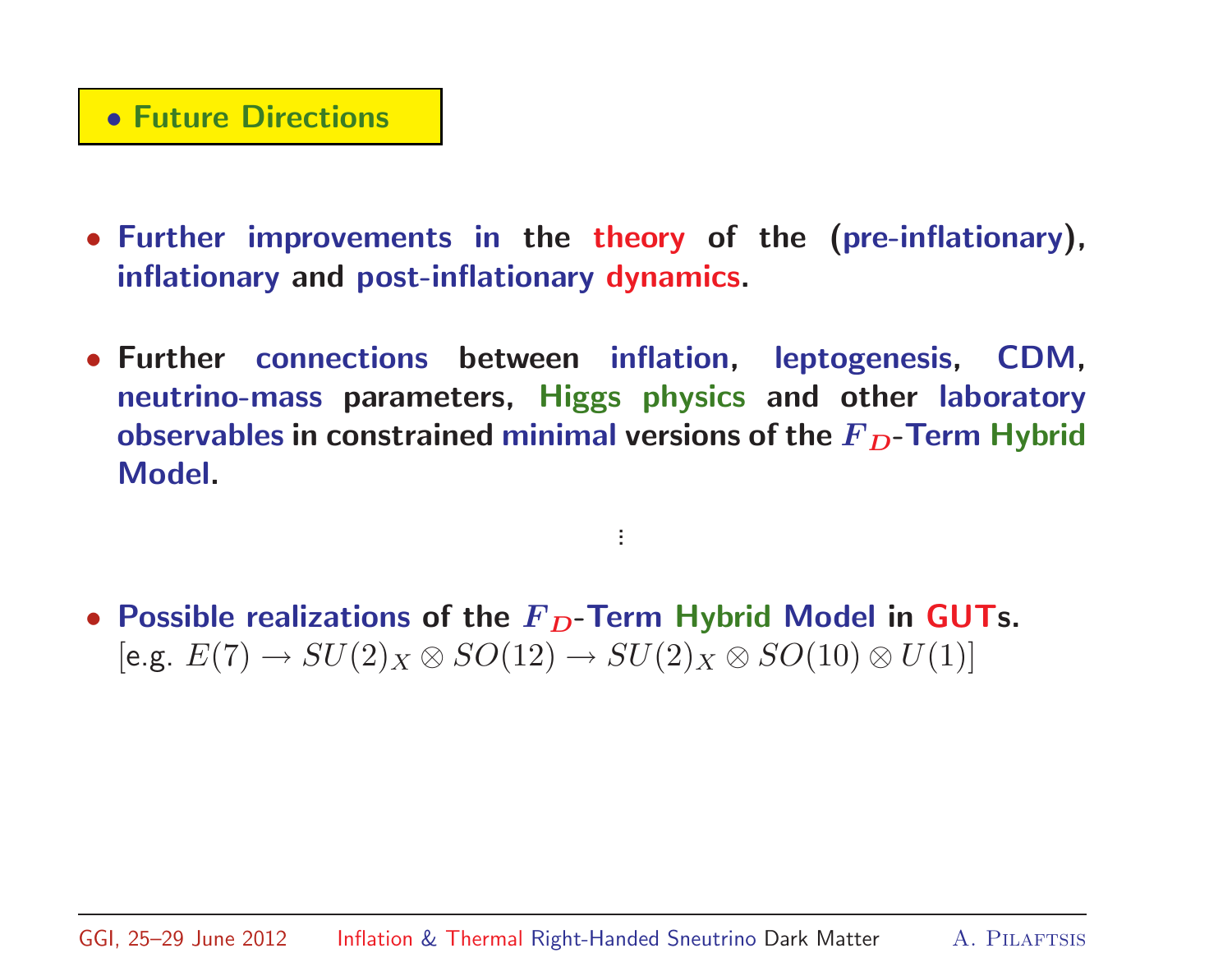## • Future Directions

- Further improvements in the theory of the (pre-inflationary), inflationary and post-inflationary dynamics.

- Further connections between inflation, leptogenesis, CDM, neutrino-mass parameters, Higgs physics and other laboratory observables in constrained minimal versions of the $F_D$-Term Hybrid Model.

$$\vdots$$

- Possible realizations of the $F_D$-Term Hybrid Model in GUTs.
  [e.g. $E(7) \to SU(2)_X \otimes SO(12) \to SU(2)_X \otimes SO(10) \otimes U(1)$]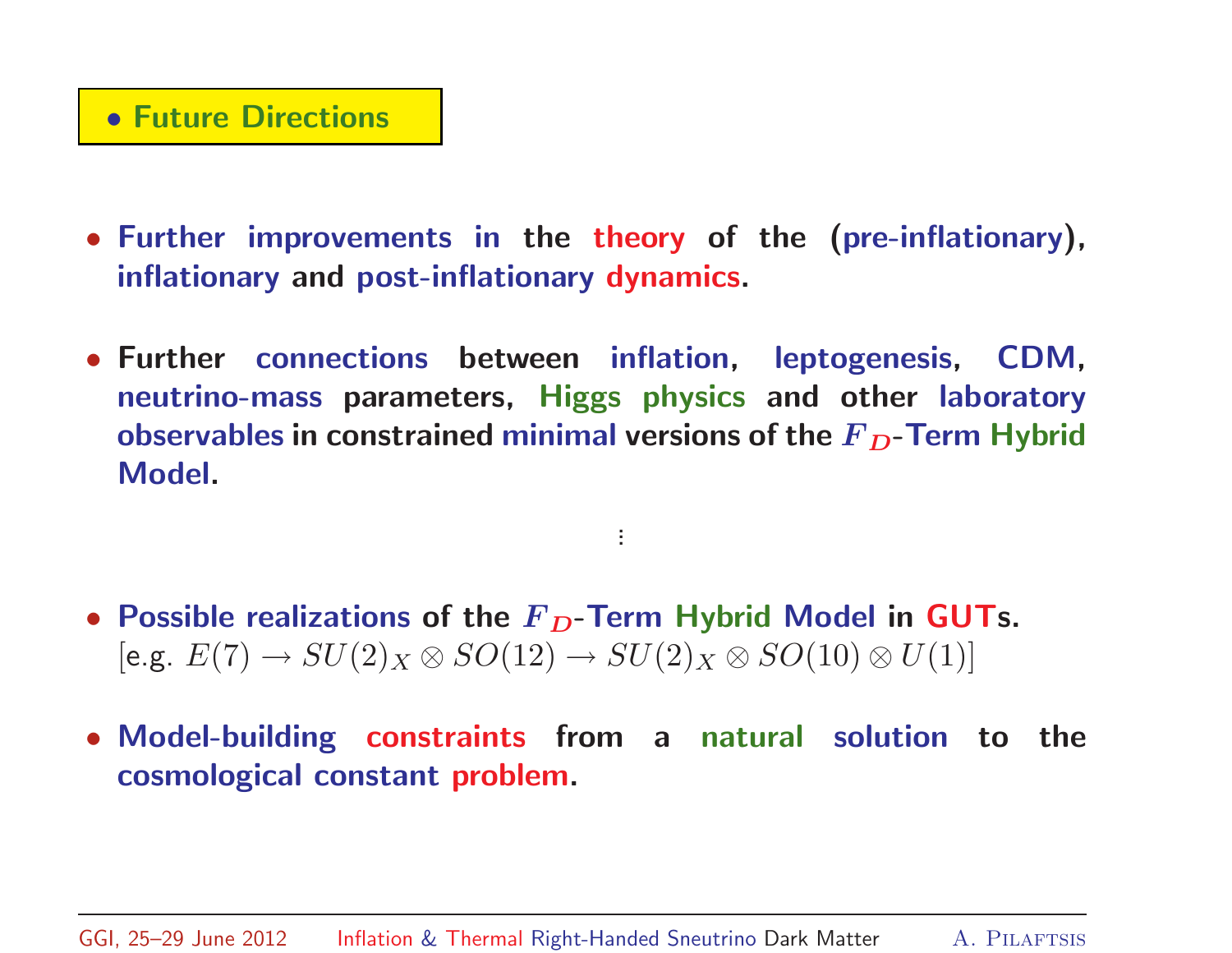## • Future Directions

- Further improvements in the theory of the (pre-inflationary), inflationary and post-inflationary dynamics.

- Further connections between inflation, leptogenesis, CDM, neutrino-mass parameters, Higgs physics and other laboratory observables in constrained minimal versions of the $F_D$-Term Hybrid Model.

⋮

- Possible realizations of the $F_D$-Term Hybrid Model in GUTs.
  [e.g. $E(7) \to SU(2)_X \otimes SO(12) \to SU(2)_X \otimes SO(10) \otimes U(1)$]

- Model-building constraints from a natural solution to the cosmological constant problem.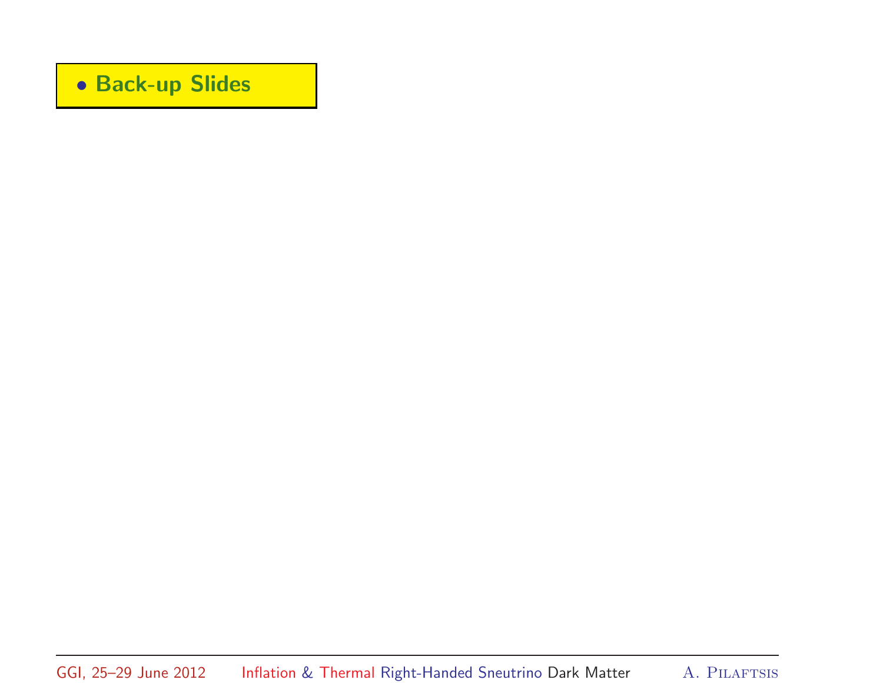- **Back-up Slides**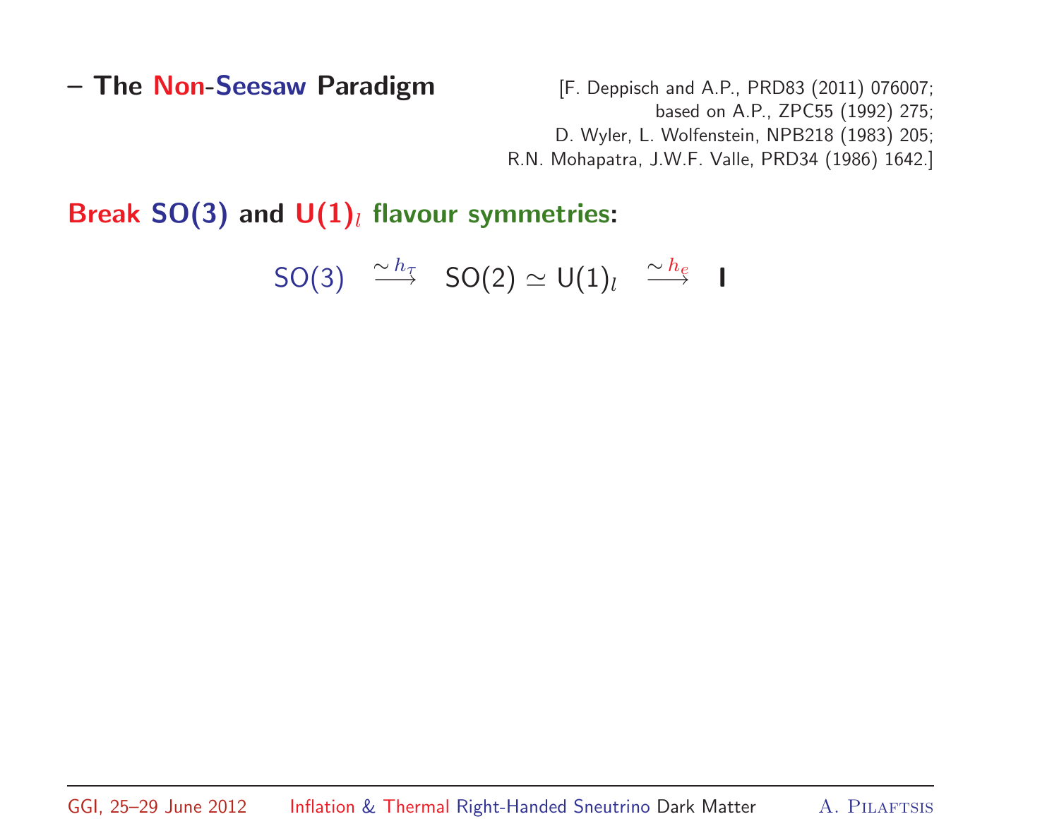## – The Non-Seesaw Paradigm

[F. Deppisch and A.P., PRD83 (2011) 076007;
based on A.P., ZPC55 (1992) 275;
D. Wyler, L. Wolfenstein, NPB218 (1983) 205;
R.N. Mohapatra, J.W.F. Valle, PRD34 (1986) 1642.]

**Break SO(3) and $\mathbf{U(1)}_l$ flavour symmetries:**

$$\mathsf{SO(3)} \quad \stackrel{\sim h_\tau}{\longrightarrow} \quad \mathsf{SO(2)} \simeq \mathsf{U(1)}_l \quad \stackrel{\sim h_e}{\longrightarrow} \quad \mathbf{I}$$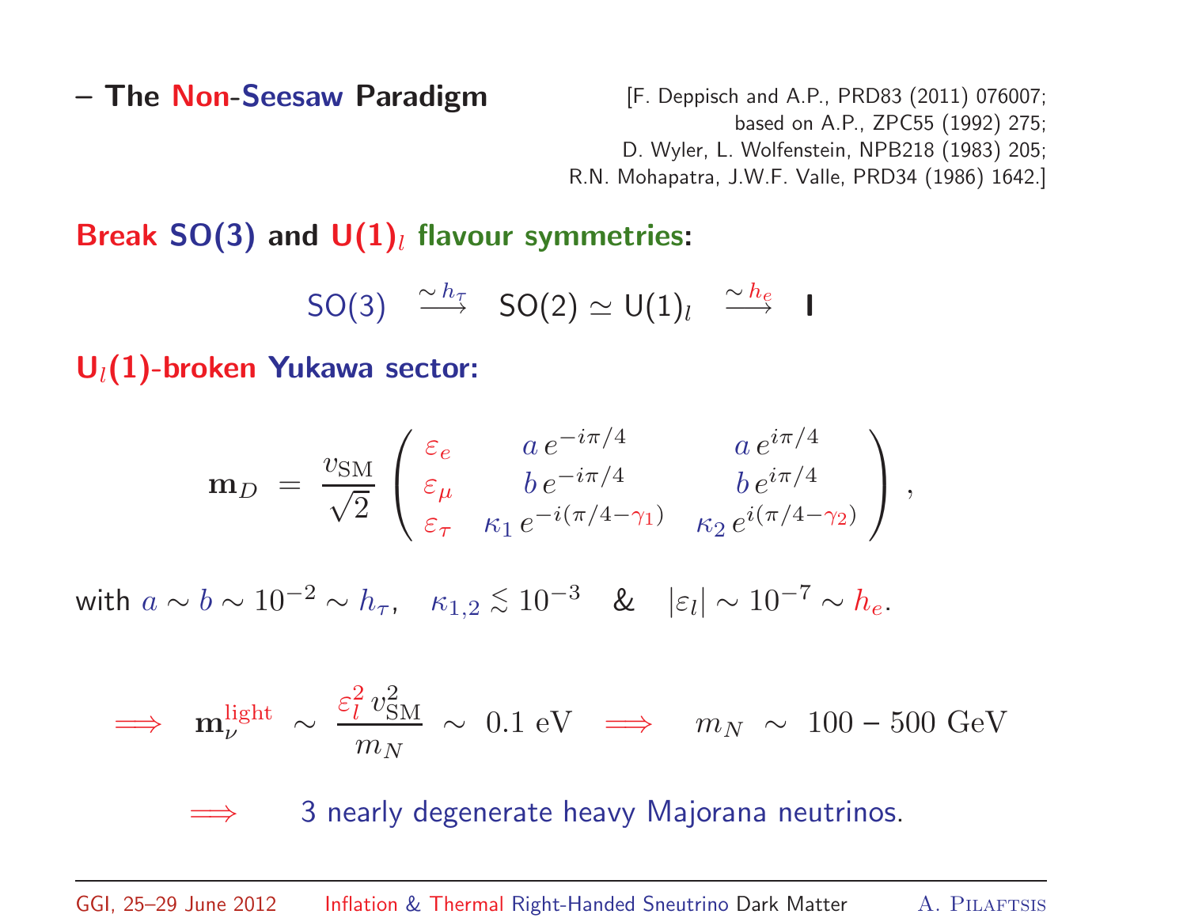## – The Non-Seesaw Paradigm

[F. Deppisch and A.P., PRD83 (2011) 076007; based on A.P., ZPC55 (1992) 275; D. Wyler, L. Wolfenstein, NPB218 (1983) 205; R.N. Mohapatra, J.W.F. Valle, PRD34 (1986) 1642.]

**Break SO(3) and $U(1)_l$ flavour symmetries:**

$$\mathsf{SO(3)} \ \stackrel{\sim h_\tau}{\longrightarrow} \ \mathsf{SO(2)} \simeq \mathsf{U(1)}_l \ \stackrel{\sim h_e}{\longrightarrow} \ \mathbf{I}$$

**$U_l(1)$-broken Yukawa sector:**

$$\mathbf{m}_D \ = \ \frac{v_{\rm SM}}{\sqrt{2}} \begin{pmatrix} \varepsilon_e & a\, e^{-i\pi/4} & a\, e^{i\pi/4} \\ \varepsilon_\mu & b\, e^{-i\pi/4} & b\, e^{i\pi/4} \\ \varepsilon_\tau & \kappa_1\, e^{-i(\pi/4-\gamma_1)} & \kappa_2\, e^{i(\pi/4-\gamma_2)} \end{pmatrix},$$

with $a \sim b \sim 10^{-2} \sim h_\tau$, $\quad \kappa_{1,2} \lesssim 10^{-3} \quad$ & $\quad |\varepsilon_l| \sim 10^{-7} \sim h_e$.

$$\Longrightarrow \quad \mathbf{m}_\nu^{\rm light} \ \sim \ \frac{\varepsilon_l^2\, v_{\rm SM}^2}{m_N} \ \sim \ 0.1 \text{ eV} \quad \Longrightarrow \quad m_N \ \sim \ 100 - 500 \text{ GeV}$$

$\Longrightarrow$ 3 nearly degenerate heavy Majorana neutrinos.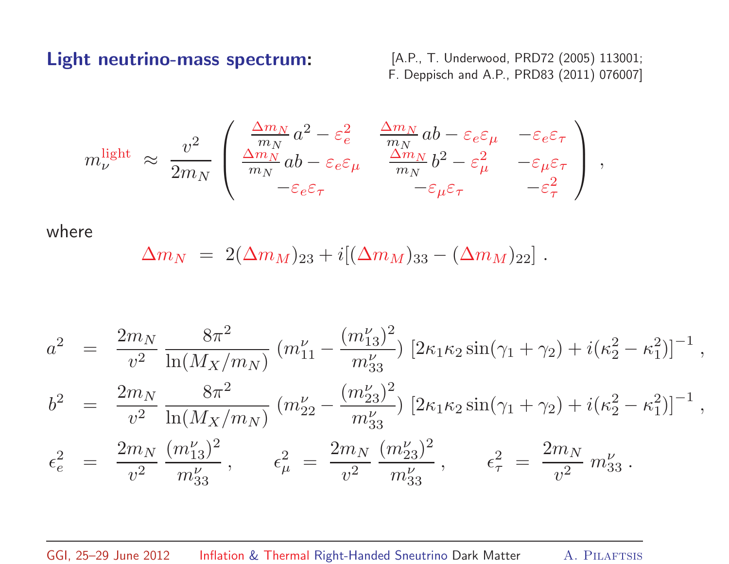## Light neutrino-mass spectrum:

[A.P., T. Underwood, PRD72 (2005) 113001;
F. Deppisch and A.P., PRD83 (2011) 076007]

$$
m_\nu^{\rm light} \;\approx\; \frac{v^2}{2m_N} \left( \begin{array}{ccc} \frac{\Delta m_N}{m_N}\, a^2 - \varepsilon_e^2 & \frac{\Delta m_N}{m_N}\, ab - \varepsilon_e\varepsilon_\mu & -\varepsilon_e\varepsilon_\tau \\ \frac{\Delta m_N}{m_N}\, ab - \varepsilon_e\varepsilon_\mu & \frac{\Delta m_N}{m_N}\, b^2 - \varepsilon_\mu^2 & -\varepsilon_\mu\varepsilon_\tau \\ -\varepsilon_e\varepsilon_\tau & -\varepsilon_\mu\varepsilon_\tau & -\varepsilon_\tau^2 \end{array} \right) ,
$$

where

$$
\Delta m_N \;=\; 2(\Delta m_M)_{23} + i[(\Delta m_M)_{33} - (\Delta m_M)_{22}] \;.
$$

$$
\begin{aligned}
a^2 &= \frac{2m_N}{v^2}\, \frac{8\pi^2}{\ln(M_X/m_N)}\, \big(m^\nu_{11} - \frac{(m^\nu_{13})^2}{m^\nu_{33}}\big)\, \big[2\kappa_1\kappa_2 \sin(\gamma_1+\gamma_2) + i(\kappa_2^2 - \kappa_1^2)\big]^{-1} , \\
b^2 &= \frac{2m_N}{v^2}\, \frac{8\pi^2}{\ln(M_X/m_N)}\, \big(m^\nu_{22} - \frac{(m^\nu_{23})^2}{m^\nu_{33}}\big)\, \big[2\kappa_1\kappa_2 \sin(\gamma_1+\gamma_2) + i(\kappa_2^2 - \kappa_1^2)\big]^{-1} , \\
\epsilon_e^2 &= \frac{2m_N}{v^2}\, \frac{(m^\nu_{13})^2}{m^\nu_{33}} , \qquad \epsilon_\mu^2 \;=\; \frac{2m_N}{v^2}\, \frac{(m^\nu_{23})^2}{m^\nu_{33}} , \qquad \epsilon_\tau^2 \;=\; \frac{2m_N}{v^2}\, m^\nu_{33} \;.
\end{aligned}
$$